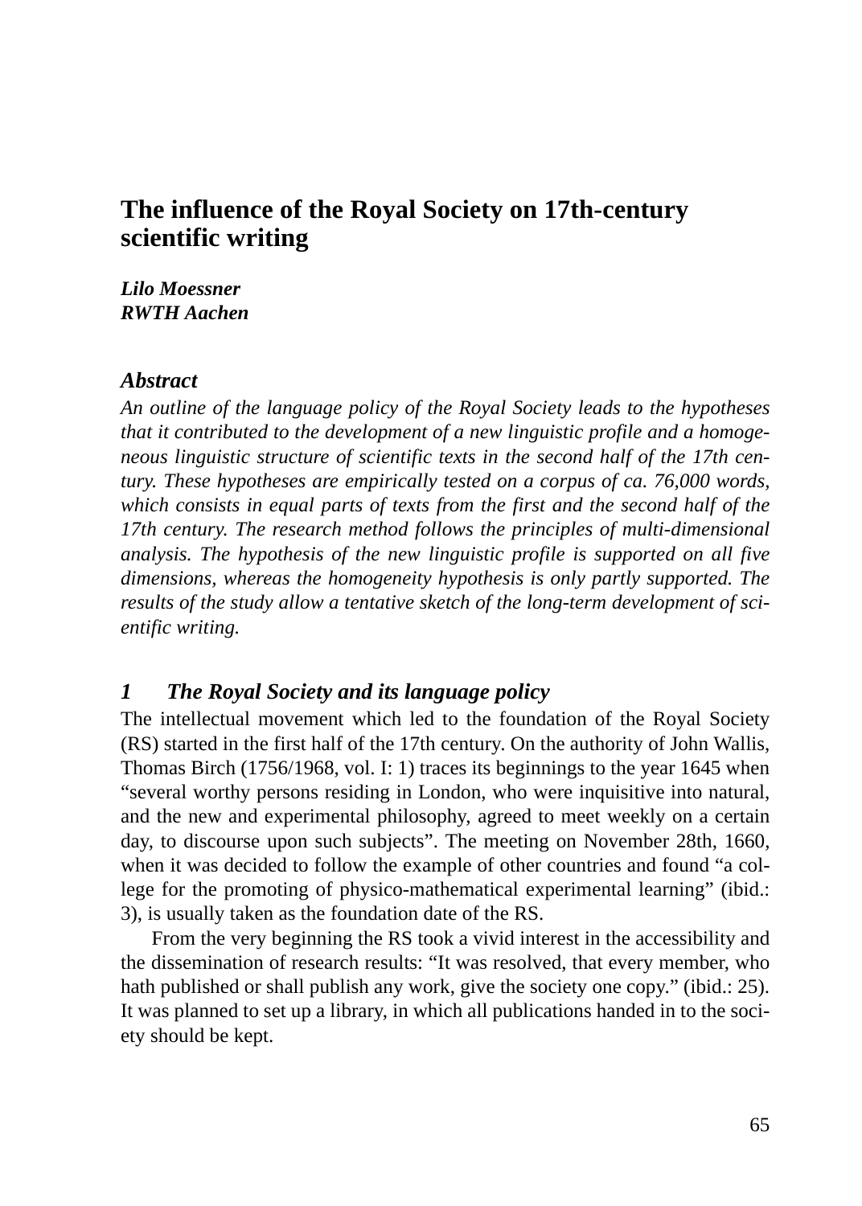# The influence of the Royal Society on 17th-century scientific writing

***Lilo Moessner***
***RWTH Aachen***

## *Abstract*

*An outline of the language policy of the Royal Society leads to the hypotheses that it contributed to the development of a new linguistic profile and a homogeneous linguistic structure of scientific texts in the second half of the 17th century. These hypotheses are empirically tested on a corpus of ca. 76,000 words, which consists in equal parts of texts from the first and the second half of the 17th century. The research method follows the principles of multi-dimensional analysis. The hypothesis of the new linguistic profile is supported on all five dimensions, whereas the homogeneity hypothesis is only partly supported. The results of the study allow a tentative sketch of the long-term development of scientific writing.*

## *1 The Royal Society and its language policy*

The intellectual movement which led to the foundation of the Royal Society (RS) started in the first half of the 17th century. On the authority of John Wallis, Thomas Birch (1756/1968, vol. I: 1) traces its beginnings to the year 1645 when "several worthy persons residing in London, who were inquisitive into natural, and the new and experimental philosophy, agreed to meet weekly on a certain day, to discourse upon such subjects". The meeting on November 28th, 1660, when it was decided to follow the example of other countries and found "a college for the promoting of physico-mathematical experimental learning" (ibid.: 3), is usually taken as the foundation date of the RS.

From the very beginning the RS took a vivid interest in the accessibility and the dissemination of research results: "It was resolved, that every member, who hath published or shall publish any work, give the society one copy." (ibid.: 25). It was planned to set up a library, in which all publications handed in to the society should be kept.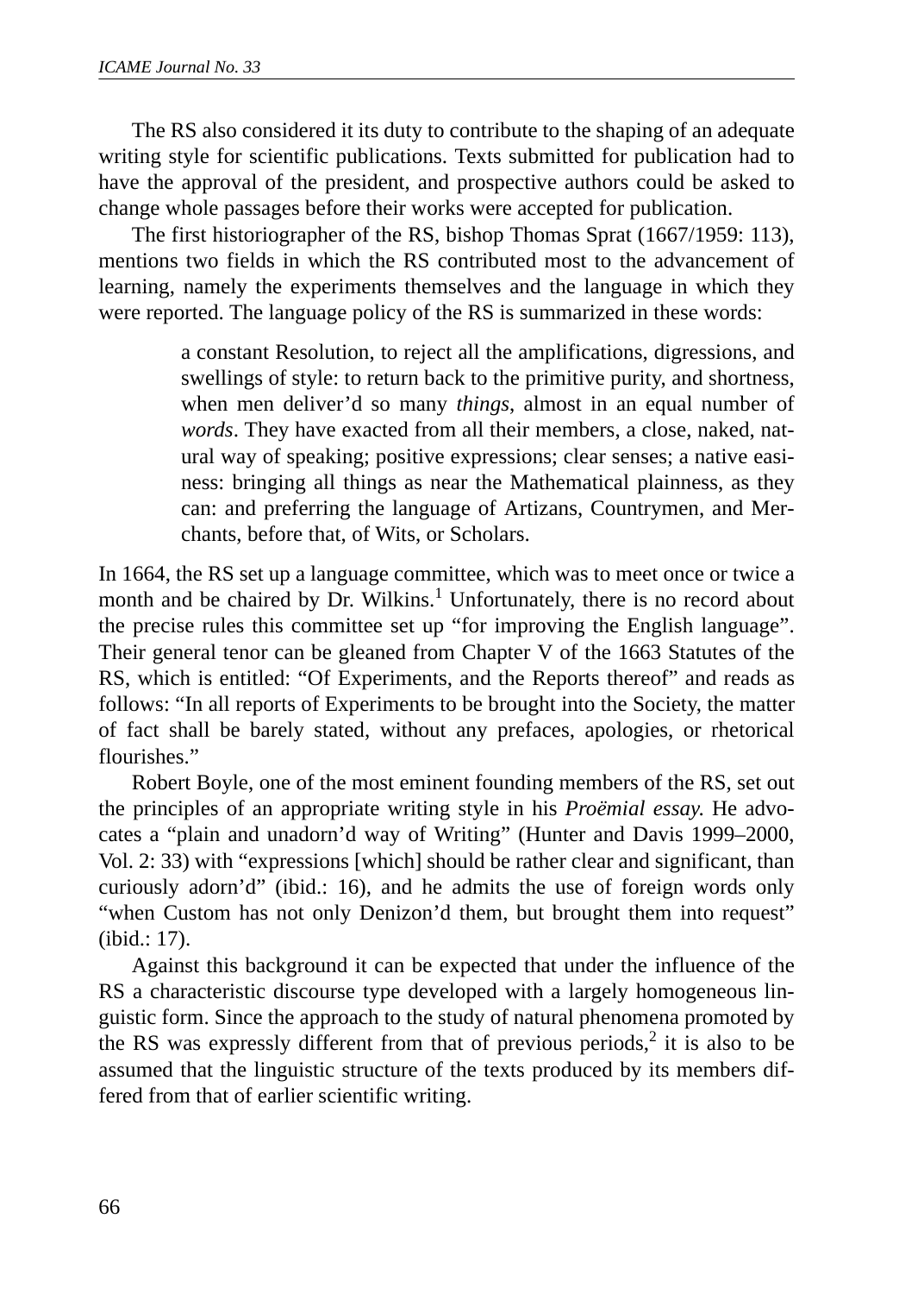The RS also considered it its duty to contribute to the shaping of an adequate writing style for scientific publications. Texts submitted for publication had to have the approval of the president, and prospective authors could be asked to change whole passages before their works were accepted for publication.

The first historiographer of the RS, bishop Thomas Sprat (1667/1959: 113), mentions two fields in which the RS contributed most to the advancement of learning, namely the experiments themselves and the language in which they were reported. The language policy of the RS is summarized in these words:

> a constant Resolution, to reject all the amplifications, digressions, and swellings of style: to return back to the primitive purity, and shortness, when men deliver'd so many *things*, almost in an equal number of *words*. They have exacted from all their members, a close, naked, natural way of speaking; positive expressions; clear senses; a native easiness: bringing all things as near the Mathematical plainness, as they can: and preferring the language of Artizans, Countrymen, and Merchants, before that, of Wits, or Scholars.

In 1664, the RS set up a language committee, which was to meet once or twice a month and be chaired by Dr. Wilkins.[1] Unfortunately, there is no record about the precise rules this committee set up "for improving the English language". Their general tenor can be gleaned from Chapter V of the 1663 Statutes of the RS, which is entitled: "Of Experiments, and the Reports thereof" and reads as follows: "In all reports of Experiments to be brought into the Society, the matter of fact shall be barely stated, without any prefaces, apologies, or rhetorical flourishes."

Robert Boyle, one of the most eminent founding members of the RS, set out the principles of an appropriate writing style in his *Proëmial essay.* He advocates a "plain and unadorn'd way of Writing" (Hunter and Davis 1999–2000, Vol. 2: 33) with "expressions [which] should be rather clear and significant, than curiously adorn'd" (ibid.: 16), and he admits the use of foreign words only "when Custom has not only Denizon'd them, but brought them into request" (ibid.: 17).

Against this background it can be expected that under the influence of the RS a characteristic discourse type developed with a largely homogeneous linguistic form. Since the approach to the study of natural phenomena promoted by the RS was expressly different from that of previous periods,[2] it is also to be assumed that the linguistic structure of the texts produced by its members differed from that of earlier scientific writing.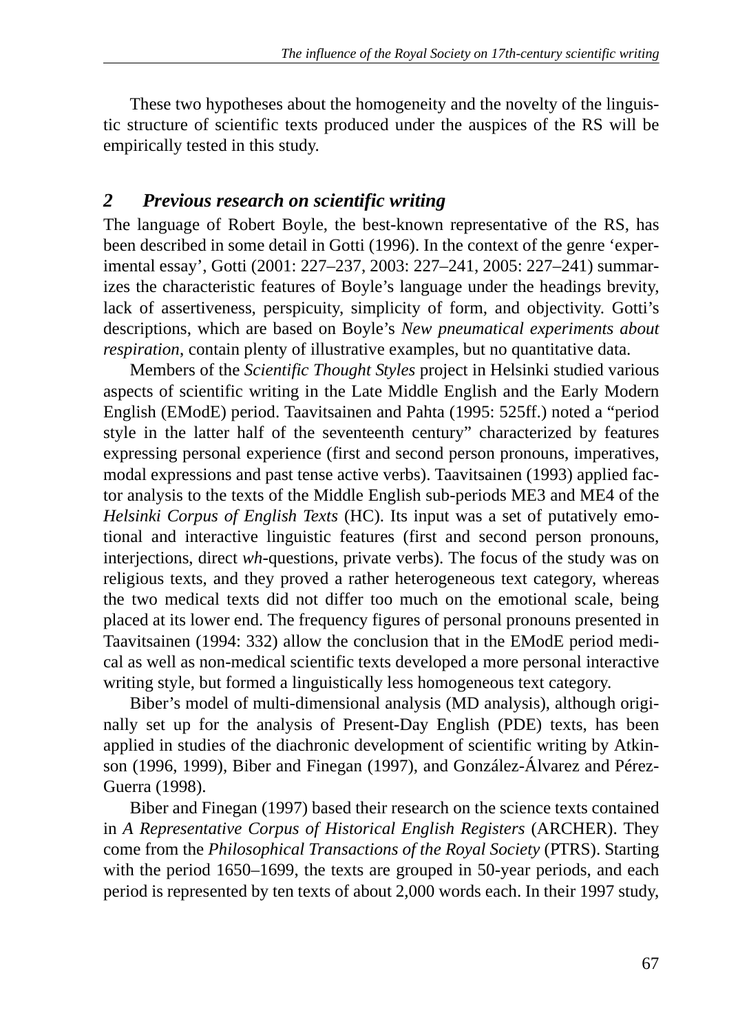These two hypotheses about the homogeneity and the novelty of the linguistic structure of scientific texts produced under the auspices of the RS will be empirically tested in this study.

## 2 Previous research on scientific writing

The language of Robert Boyle, the best-known representative of the RS, has been described in some detail in Gotti (1996). In the context of the genre 'experimental essay', Gotti (2001: 227–237, 2003: 227–241, 2005: 227–241) summarizes the characteristic features of Boyle's language under the headings brevity, lack of assertiveness, perspicuity, simplicity of form, and objectivity. Gotti's descriptions, which are based on Boyle's *New pneumatical experiments about respiration*, contain plenty of illustrative examples, but no quantitative data.

Members of the *Scientific Thought Styles* project in Helsinki studied various aspects of scientific writing in the Late Middle English and the Early Modern English (EModE) period. Taavitsainen and Pahta (1995: 525ff.) noted a "period style in the latter half of the seventeenth century" characterized by features expressing personal experience (first and second person pronouns, imperatives, modal expressions and past tense active verbs). Taavitsainen (1993) applied factor analysis to the texts of the Middle English sub-periods ME3 and ME4 of the *Helsinki Corpus of English Texts* (HC). Its input was a set of putatively emotional and interactive linguistic features (first and second person pronouns, interjections, direct *wh*-questions, private verbs). The focus of the study was on religious texts, and they proved a rather heterogeneous text category, whereas the two medical texts did not differ too much on the emotional scale, being placed at its lower end. The frequency figures of personal pronouns presented in Taavitsainen (1994: 332) allow the conclusion that in the EModE period medical as well as non-medical scientific texts developed a more personal interactive writing style, but formed a linguistically less homogeneous text category.

Biber's model of multi-dimensional analysis (MD analysis), although originally set up for the analysis of Present-Day English (PDE) texts, has been applied in studies of the diachronic development of scientific writing by Atkinson (1996, 1999), Biber and Finegan (1997), and González-Álvarez and Pérez-Guerra (1998).

Biber and Finegan (1997) based their research on the science texts contained in *A Representative Corpus of Historical English Registers* (ARCHER). They come from the *Philosophical Transactions of the Royal Society* (PTRS). Starting with the period 1650–1699, the texts are grouped in 50-year periods, and each period is represented by ten texts of about 2,000 words each. In their 1997 study,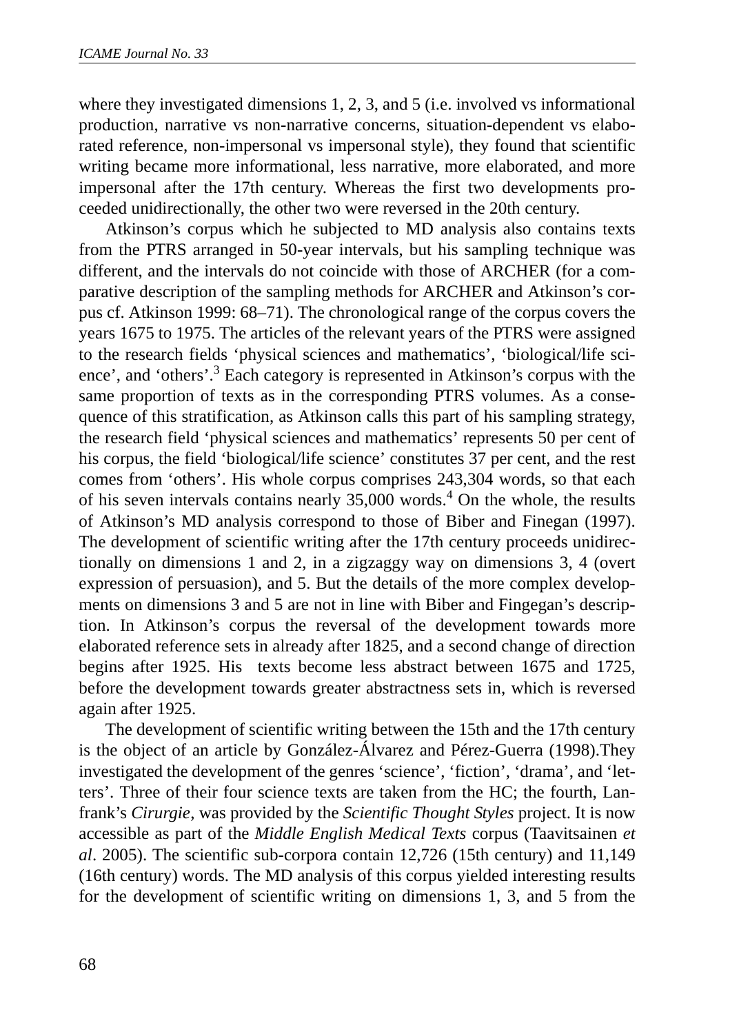where they investigated dimensions 1, 2, 3, and 5 (i.e. involved vs informational production, narrative vs non-narrative concerns, situation-dependent vs elaborated reference, non-impersonal vs impersonal style), they found that scientific writing became more informational, less narrative, more elaborated, and more impersonal after the 17th century. Whereas the first two developments proceeded unidirectionally, the other two were reversed in the 20th century.

Atkinson's corpus which he subjected to MD analysis also contains texts from the PTRS arranged in 50-year intervals, but his sampling technique was different, and the intervals do not coincide with those of ARCHER (for a comparative description of the sampling methods for ARCHER and Atkinson's corpus cf. Atkinson 1999: 68–71). The chronological range of the corpus covers the years 1675 to 1975. The articles of the relevant years of the PTRS were assigned to the research fields 'physical sciences and mathematics', 'biological/life science', and 'others'.[3] Each category is represented in Atkinson's corpus with the same proportion of texts as in the corresponding PTRS volumes. As a consequence of this stratification, as Atkinson calls this part of his sampling strategy, the research field 'physical sciences and mathematics' represents 50 per cent of his corpus, the field 'biological/life science' constitutes 37 per cent, and the rest comes from 'others'. His whole corpus comprises 243,304 words, so that each of his seven intervals contains nearly 35,000 words.[4] On the whole, the results of Atkinson's MD analysis correspond to those of Biber and Finegan (1997). The development of scientific writing after the 17th century proceeds unidirectionally on dimensions 1 and 2, in a zigzaggy way on dimensions 3, 4 (overt expression of persuasion), and 5. But the details of the more complex developments on dimensions 3 and 5 are not in line with Biber and Fingegan's description. In Atkinson's corpus the reversal of the development towards more elaborated reference sets in already after 1825, and a second change of direction begins after 1925. His texts become less abstract between 1675 and 1725, before the development towards greater abstractness sets in, which is reversed again after 1925.

The development of scientific writing between the 15th and the 17th century is the object of an article by González-Álvarez and Pérez-Guerra (1998).They investigated the development of the genres 'science', 'fiction', 'drama', and 'letters'. Three of their four science texts are taken from the HC; the fourth, Lanfrank's *Cirurgie*, was provided by the *Scientific Thought Styles* project. It is now accessible as part of the *Middle English Medical Texts* corpus (Taavitsainen *et al*. 2005). The scientific sub-corpora contain 12,726 (15th century) and 11,149 (16th century) words. The MD analysis of this corpus yielded interesting results for the development of scientific writing on dimensions 1, 3, and 5 from the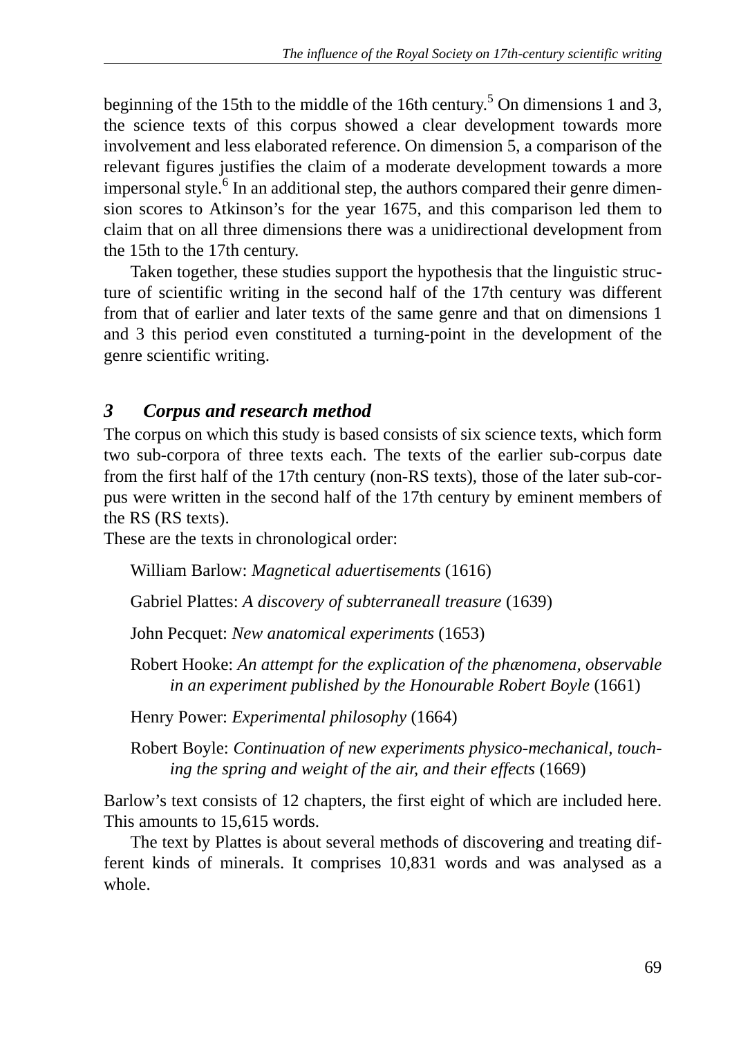beginning of the 15th to the middle of the 16th century.[5] On dimensions 1 and 3, the science texts of this corpus showed a clear development towards more involvement and less elaborated reference. On dimension 5, a comparison of the relevant figures justifies the claim of a moderate development towards a more impersonal style.[6] In an additional step, the authors compared their genre dimension scores to Atkinson's for the year 1675, and this comparison led them to claim that on all three dimensions there was a unidirectional development from the 15th to the 17th century.

Taken together, these studies support the hypothesis that the linguistic structure of scientific writing in the second half of the 17th century was different from that of earlier and later texts of the same genre and that on dimensions 1 and 3 this period even constituted a turning-point in the development of the genre scientific writing.

## *3 Corpus and research method*

The corpus on which this study is based consists of six science texts, which form two sub-corpora of three texts each. The texts of the earlier sub-corpus date from the first half of the 17th century (non-RS texts), those of the later sub-corpus were written in the second half of the 17th century by eminent members of the RS (RS texts).

These are the texts in chronological order:

William Barlow: *Magnetical aduertisements* (1616)

Gabriel Plattes: *A discovery of subterraneall treasure* (1639)

John Pecquet: *New anatomical experiments* (1653)

Robert Hooke: *An attempt for the explication of the phænomena, observable in an experiment published by the Honourable Robert Boyle* (1661)

Henry Power: *Experimental philosophy* (1664)

Robert Boyle: *Continuation of new experiments physico-mechanical, touching the spring and weight of the air, and their effects* (1669)

Barlow's text consists of 12 chapters, the first eight of which are included here. This amounts to 15,615 words.

The text by Plattes is about several methods of discovering and treating different kinds of minerals. It comprises 10,831 words and was analysed as a whole.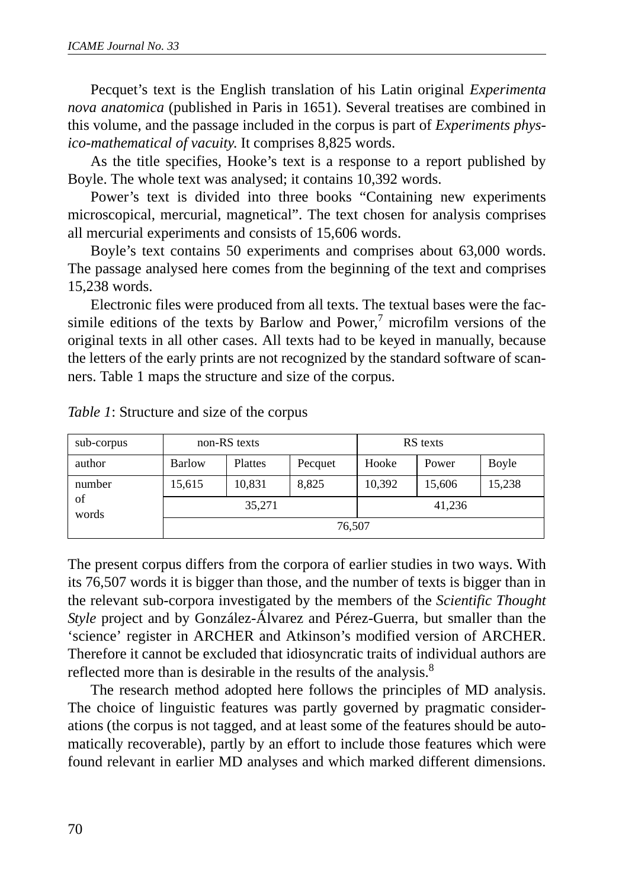Pecquet's text is the English translation of his Latin original *Experimenta nova anatomica* (published in Paris in 1651). Several treatises are combined in this volume, and the passage included in the corpus is part of *Experiments physico-mathematical of vacuity.* It comprises 8,825 words.

As the title specifies, Hooke's text is a response to a report published by Boyle. The whole text was analysed; it contains 10,392 words.

Power's text is divided into three books "Containing new experiments microscopical, mercurial, magnetical". The text chosen for analysis comprises all mercurial experiments and consists of 15,606 words.

Boyle's text contains 50 experiments and comprises about 63,000 words. The passage analysed here comes from the beginning of the text and comprises 15,238 words.

Electronic files were produced from all texts. The textual bases were the facsimile editions of the texts by Barlow and Power,[7] microfilm versions of the original texts in all other cases. All texts had to be keyed in manually, because the letters of the early prints are not recognized by the standard software of scanners. Table 1 maps the structure and size of the corpus.

*Table 1*: Structure and size of the corpus

| sub-corpus | non-RS texts | | | RS texts | | |
|---|---|---|---|---|---|---|
| author | Barlow | Plattes | Pecquet | Hooke | Power | Boyle |
| number of words | 15,615 | 10,831 | 8,825 | 10,392 | 15,606 | 15,238 |
| | 35,271 | | | 41,236 | | |
| | 76,507 | | | | | |

The present corpus differs from the corpora of earlier studies in two ways. With its 76,507 words it is bigger than those, and the number of texts is bigger than in the relevant sub-corpora investigated by the members of the *Scientific Thought Style* project and by González-Álvarez and Pérez-Guerra, but smaller than the 'science' register in ARCHER and Atkinson's modified version of ARCHER. Therefore it cannot be excluded that idiosyncratic traits of individual authors are reflected more than is desirable in the results of the analysis.[8]

The research method adopted here follows the principles of MD analysis. The choice of linguistic features was partly governed by pragmatic considerations (the corpus is not tagged, and at least some of the features should be automatically recoverable), partly by an effort to include those features which were found relevant in earlier MD analyses and which marked different dimensions.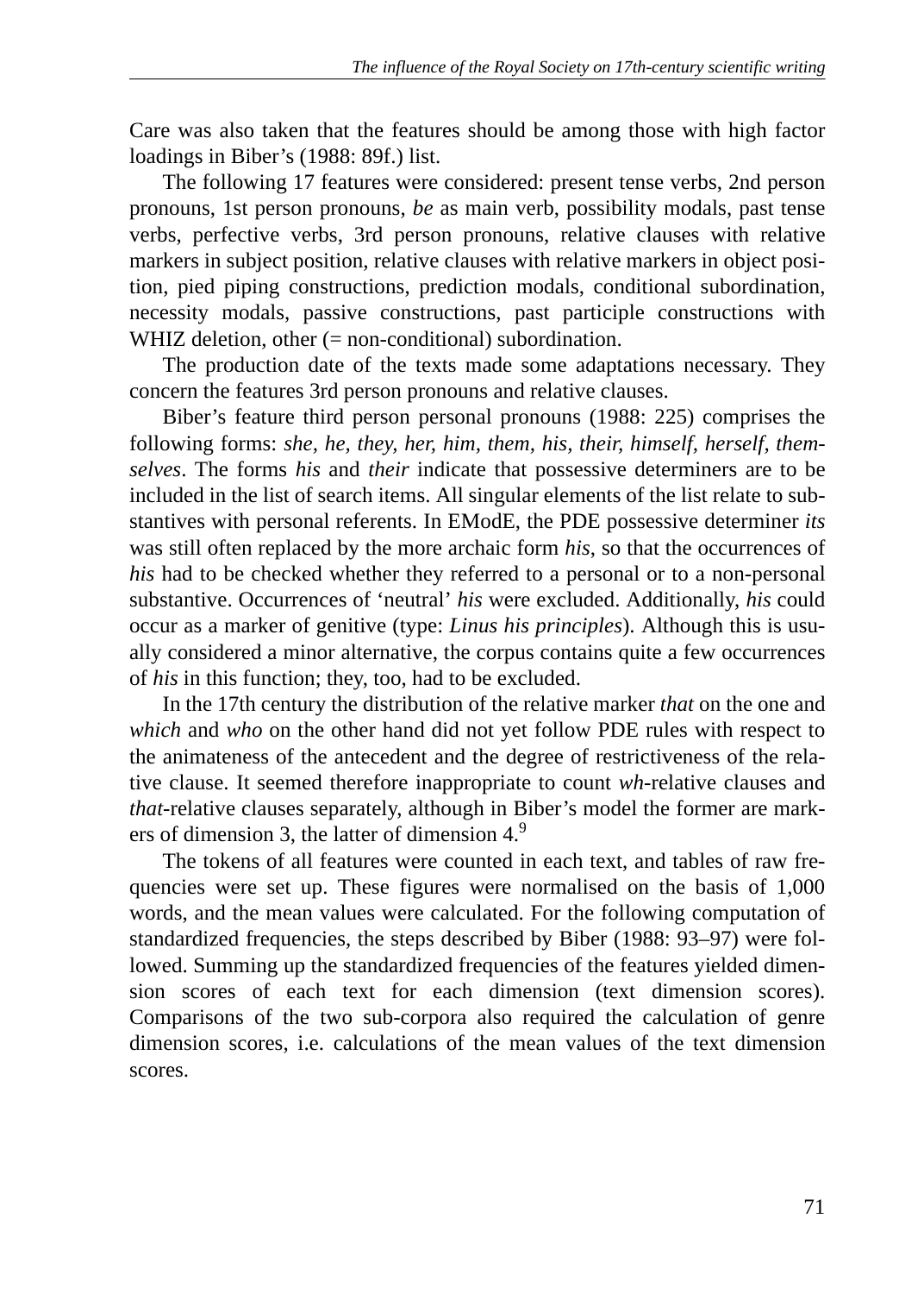Care was also taken that the features should be among those with high factor loadings in Biber's (1988: 89f.) list.

The following 17 features were considered: present tense verbs, 2nd person pronouns, 1st person pronouns, *be* as main verb, possibility modals, past tense verbs, perfective verbs, 3rd person pronouns, relative clauses with relative markers in subject position, relative clauses with relative markers in object position, pied piping constructions, prediction modals, conditional subordination, necessity modals, passive constructions, past participle constructions with WHIZ deletion, other (= non-conditional) subordination.

The production date of the texts made some adaptations necessary. They concern the features 3rd person pronouns and relative clauses.

Biber's feature third person personal pronouns (1988: 225) comprises the following forms: *she, he, they, her, him, them, his, their, himself, herself, themselves*. The forms *his* and *their* indicate that possessive determiners are to be included in the list of search items. All singular elements of the list relate to substantives with personal referents. In EModE, the PDE possessive determiner *its* was still often replaced by the more archaic form *his*, so that the occurrences of *his* had to be checked whether they referred to a personal or to a non-personal substantive. Occurrences of 'neutral' *his* were excluded. Additionally, *his* could occur as a marker of genitive (type: *Linus his principles*). Although this is usually considered a minor alternative, the corpus contains quite a few occurrences of *his* in this function; they, too, had to be excluded.

In the 17th century the distribution of the relative marker *that* on the one and *which* and *who* on the other hand did not yet follow PDE rules with respect to the animateness of the antecedent and the degree of restrictiveness of the relative clause. It seemed therefore inappropriate to count *wh*-relative clauses and *that*-relative clauses separately, although in Biber's model the former are markers of dimension 3, the latter of dimension 4.[9]

The tokens of all features were counted in each text, and tables of raw frequencies were set up. These figures were normalised on the basis of 1,000 words, and the mean values were calculated. For the following computation of standardized frequencies, the steps described by Biber (1988: 93–97) were followed. Summing up the standardized frequencies of the features yielded dimension scores of each text for each dimension (text dimension scores). Comparisons of the two sub-corpora also required the calculation of genre dimension scores, i.e. calculations of the mean values of the text dimension scores.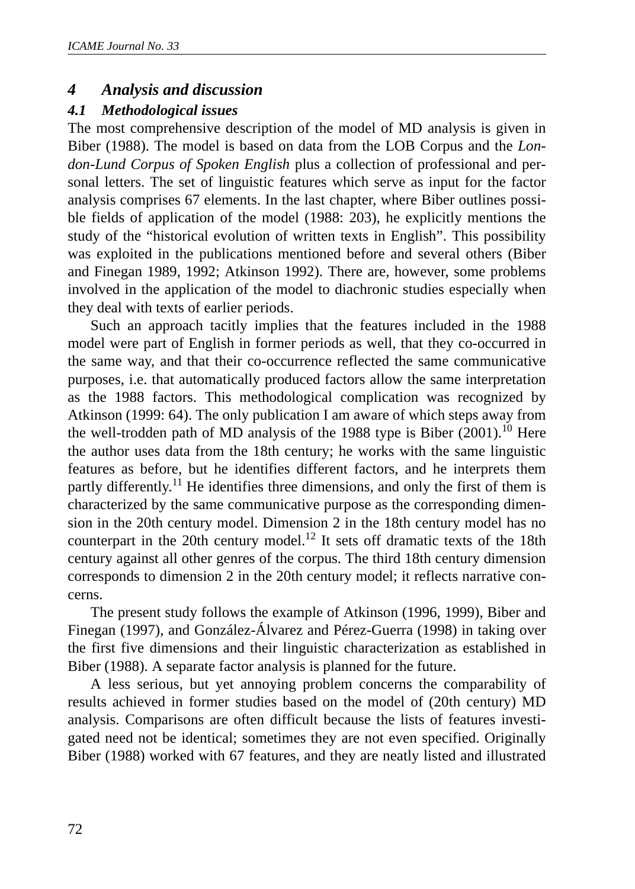## 4 *Analysis and discussion*

### *4.1 Methodological issues*

The most comprehensive description of the model of MD analysis is given in Biber (1988). The model is based on data from the LOB Corpus and the *London-Lund Corpus of Spoken English* plus a collection of professional and personal letters. The set of linguistic features which serve as input for the factor analysis comprises 67 elements. In the last chapter, where Biber outlines possible fields of application of the model (1988: 203), he explicitly mentions the study of the "historical evolution of written texts in English". This possibility was exploited in the publications mentioned before and several others (Biber and Finegan 1989, 1992; Atkinson 1992). There are, however, some problems involved in the application of the model to diachronic studies especially when they deal with texts of earlier periods.

Such an approach tacitly implies that the features included in the 1988 model were part of English in former periods as well, that they co-occurred in the same way, and that their co-occurrence reflected the same communicative purposes, i.e. that automatically produced factors allow the same interpretation as the 1988 factors. This methodological complication was recognized by Atkinson (1999: 64). The only publication I am aware of which steps away from the well-trodden path of MD analysis of the 1988 type is Biber (2001).[10] Here the author uses data from the 18th century; he works with the same linguistic features as before, but he identifies different factors, and he interprets them partly differently.[11] He identifies three dimensions, and only the first of them is characterized by the same communicative purpose as the corresponding dimension in the 20th century model. Dimension 2 in the 18th century model has no counterpart in the 20th century model.[12] It sets off dramatic texts of the 18th century against all other genres of the corpus. The third 18th century dimension corresponds to dimension 2 in the 20th century model; it reflects narrative concerns.

The present study follows the example of Atkinson (1996, 1999), Biber and Finegan (1997), and González-Álvarez and Pérez-Guerra (1998) in taking over the first five dimensions and their linguistic characterization as established in Biber (1988). A separate factor analysis is planned for the future.

A less serious, but yet annoying problem concerns the comparability of results achieved in former studies based on the model of (20th century) MD analysis. Comparisons are often difficult because the lists of features investigated need not be identical; sometimes they are not even specified. Originally Biber (1988) worked with 67 features, and they are neatly listed and illustrated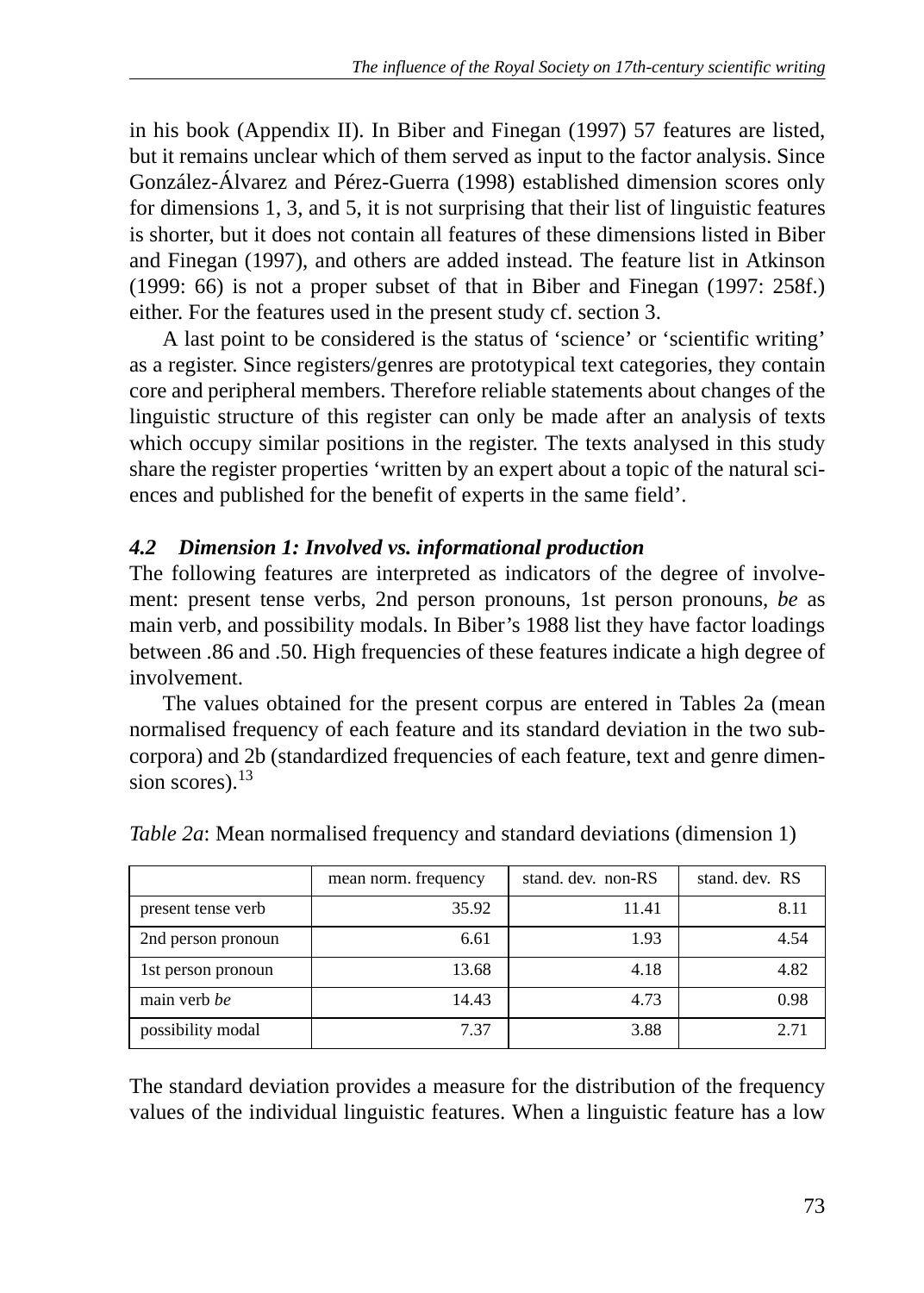in his book (Appendix II). In Biber and Finegan (1997) 57 features are listed, but it remains unclear which of them served as input to the factor analysis. Since González-Álvarez and Pérez-Guerra (1998) established dimension scores only for dimensions 1, 3, and 5, it is not surprising that their list of linguistic features is shorter, but it does not contain all features of these dimensions listed in Biber and Finegan (1997), and others are added instead. The feature list in Atkinson (1999: 66) is not a proper subset of that in Biber and Finegan (1997: 258f.) either. For the features used in the present study cf. section 3.

A last point to be considered is the status of 'science' or 'scientific writing' as a register. Since registers/genres are prototypical text categories, they contain core and peripheral members. Therefore reliable statements about changes of the linguistic structure of this register can only be made after an analysis of texts which occupy similar positions in the register. The texts analysed in this study share the register properties 'written by an expert about a topic of the natural sciences and published for the benefit of experts in the same field'.

### *4.2 Dimension 1: Involved vs. informational production*

The following features are interpreted as indicators of the degree of involvement: present tense verbs, 2nd person pronouns, 1st person pronouns, *be* as main verb, and possibility modals. In Biber's 1988 list they have factor loadings between .86 and .50. High frequencies of these features indicate a high degree of involvement.

The values obtained for the present corpus are entered in Tables 2a (mean normalised frequency of each feature and its standard deviation in the two subcorpora) and 2b (standardized frequencies of each feature, text and genre dimension scores).[13]

*Table 2a*: Mean normalised frequency and standard deviations (dimension 1)

| | mean norm. frequency | stand. dev. non-RS | stand. dev. RS |
|---|---|---|---|
| present tense verb | 35.92 | 11.41 | 8.11 |
| 2nd person pronoun | 6.61 | 1.93 | 4.54 |
| 1st person pronoun | 13.68 | 4.18 | 4.82 |
| main verb *be* | 14.43 | 4.73 | 0.98 |
| possibility modal | 7.37 | 3.88 | 2.71 |

The standard deviation provides a measure for the distribution of the frequency values of the individual linguistic features. When a linguistic feature has a low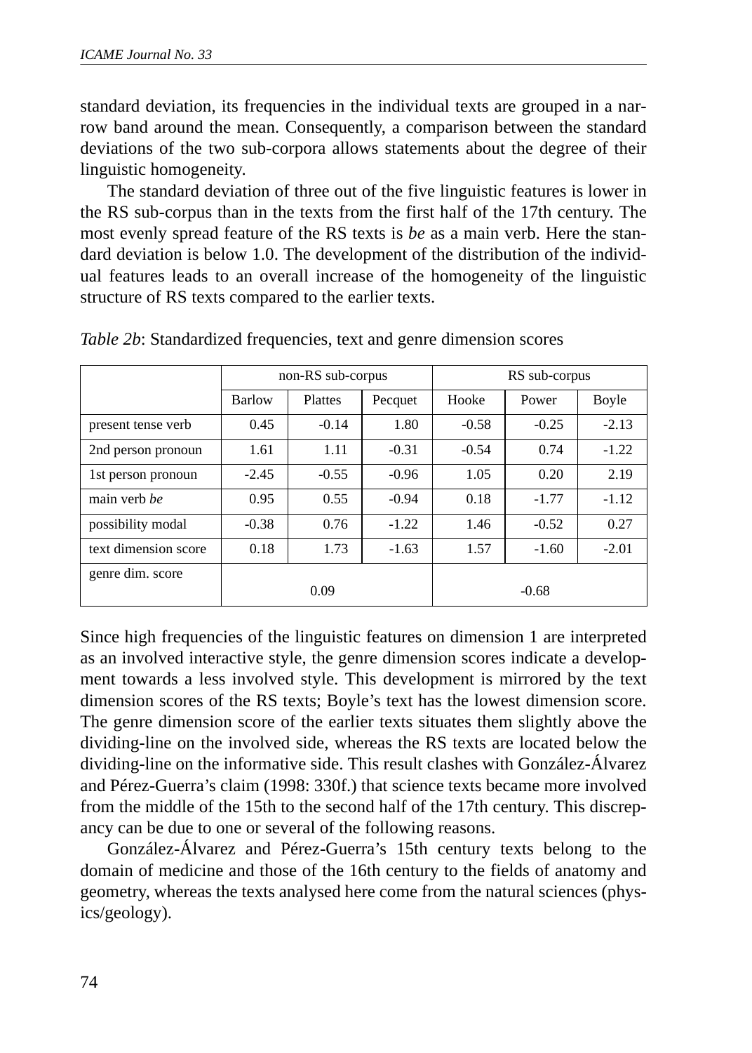standard deviation, its frequencies in the individual texts are grouped in a narrow band around the mean. Consequently, a comparison between the standard deviations of the two sub-corpora allows statements about the degree of their linguistic homogeneity.

The standard deviation of three out of the five linguistic features is lower in the RS sub-corpus than in the texts from the first half of the 17th century. The most evenly spread feature of the RS texts is *be* as a main verb. Here the standard deviation is below 1.0. The development of the distribution of the individual features leads to an overall increase of the homogeneity of the linguistic structure of RS texts compared to the earlier texts.

*Table 2b*: Standardized frequencies, text and genre dimension scores

| | non-RS sub-corpus | | | RS sub-corpus | | |
|---|---|---|---|---|---|---|
| | Barlow | Plattes | Pecquet | Hooke | Power | Boyle |
| present tense verb | 0.45 | -0.14 | 1.80 | -0.58 | -0.25 | -2.13 |
| 2nd person pronoun | 1.61 | 1.11 | -0.31 | -0.54 | 0.74 | -1.22 |
| 1st person pronoun | -2.45 | -0.55 | -0.96 | 1.05 | 0.20 | 2.19 |
| main verb *be* | 0.95 | 0.55 | -0.94 | 0.18 | -1.77 | -1.12 |
| possibility modal | -0.38 | 0.76 | -1.22 | 1.46 | -0.52 | 0.27 |
| text dimension score | 0.18 | 1.73 | -1.63 | 1.57 | -1.60 | -2.01 |
| genre dim. score | 0.09 | | | -0.68 | | |

Since high frequencies of the linguistic features on dimension 1 are interpreted as an involved interactive style, the genre dimension scores indicate a development towards a less involved style. This development is mirrored by the text dimension scores of the RS texts; Boyle's text has the lowest dimension score. The genre dimension score of the earlier texts situates them slightly above the dividing-line on the involved side, whereas the RS texts are located below the dividing-line on the informative side. This result clashes with González-Álvarez and Pérez-Guerra's claim (1998: 330f.) that science texts became more involved from the middle of the 15th to the second half of the 17th century. This discrepancy can be due to one or several of the following reasons.

González-Álvarez and Pérez-Guerra's 15th century texts belong to the domain of medicine and those of the 16th century to the fields of anatomy and geometry, whereas the texts analysed here come from the natural sciences (physics/geology).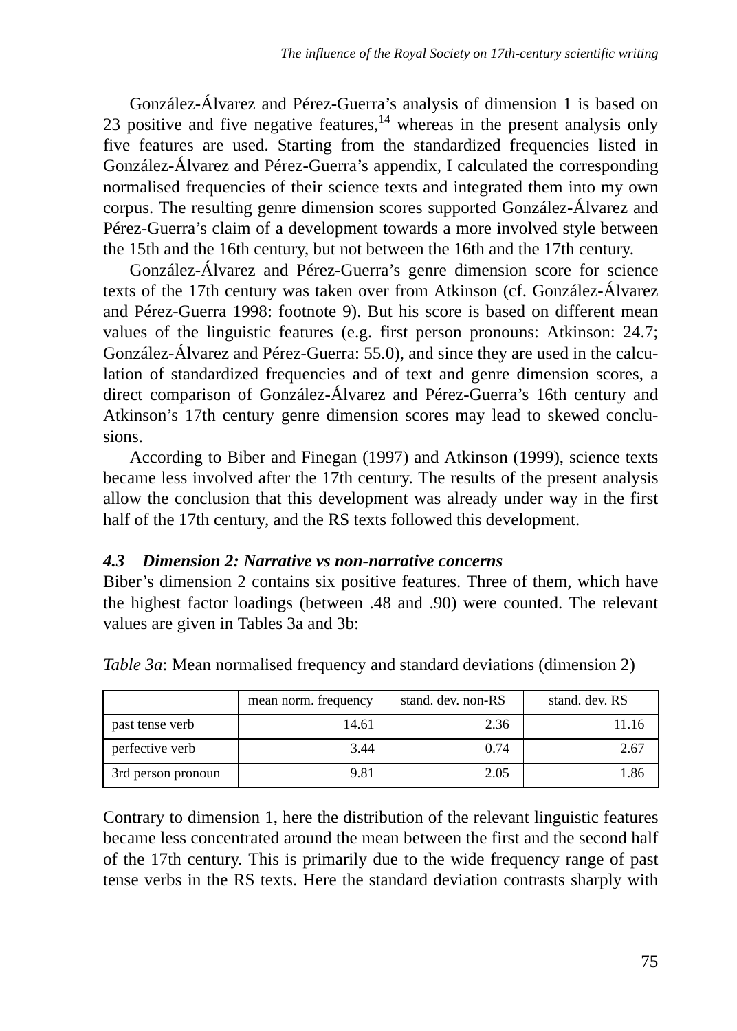González-Álvarez and Pérez-Guerra's analysis of dimension 1 is based on 23 positive and five negative features,[14] whereas in the present analysis only five features are used. Starting from the standardized frequencies listed in González-Álvarez and Pérez-Guerra's appendix, I calculated the corresponding normalised frequencies of their science texts and integrated them into my own corpus. The resulting genre dimension scores supported González-Álvarez and Pérez-Guerra's claim of a development towards a more involved style between the 15th and the 16th century, but not between the 16th and the 17th century.

González-Álvarez and Pérez-Guerra's genre dimension score for science texts of the 17th century was taken over from Atkinson (cf. González-Álvarez and Pérez-Guerra 1998: footnote 9). But his score is based on different mean values of the linguistic features (e.g. first person pronouns: Atkinson: 24.7; González-Álvarez and Pérez-Guerra: 55.0), and since they are used in the calculation of standardized frequencies and of text and genre dimension scores, a direct comparison of González-Álvarez and Pérez-Guerra's 16th century and Atkinson's 17th century genre dimension scores may lead to skewed conclusions.

According to Biber and Finegan (1997) and Atkinson (1999), science texts became less involved after the 17th century. The results of the present analysis allow the conclusion that this development was already under way in the first half of the 17th century, and the RS texts followed this development.

### *4.3 Dimension 2: Narrative vs non-narrative concerns*

Biber's dimension 2 contains six positive features. Three of them, which have the highest factor loadings (between .48 and .90) were counted. The relevant values are given in Tables 3a and 3b:

*Table 3a*: Mean normalised frequency and standard deviations (dimension 2)

| | mean norm. frequency | stand. dev. non-RS | stand. dev. RS |
|---|---|---|---|
| past tense verb | 14.61 | 2.36 | 11.16 |
| perfective verb | 3.44 | 0.74 | 2.67 |
| 3rd person pronoun | 9.81 | 2.05 | 1.86 |

Contrary to dimension 1, here the distribution of the relevant linguistic features became less concentrated around the mean between the first and the second half of the 17th century. This is primarily due to the wide frequency range of past tense verbs in the RS texts. Here the standard deviation contrasts sharply with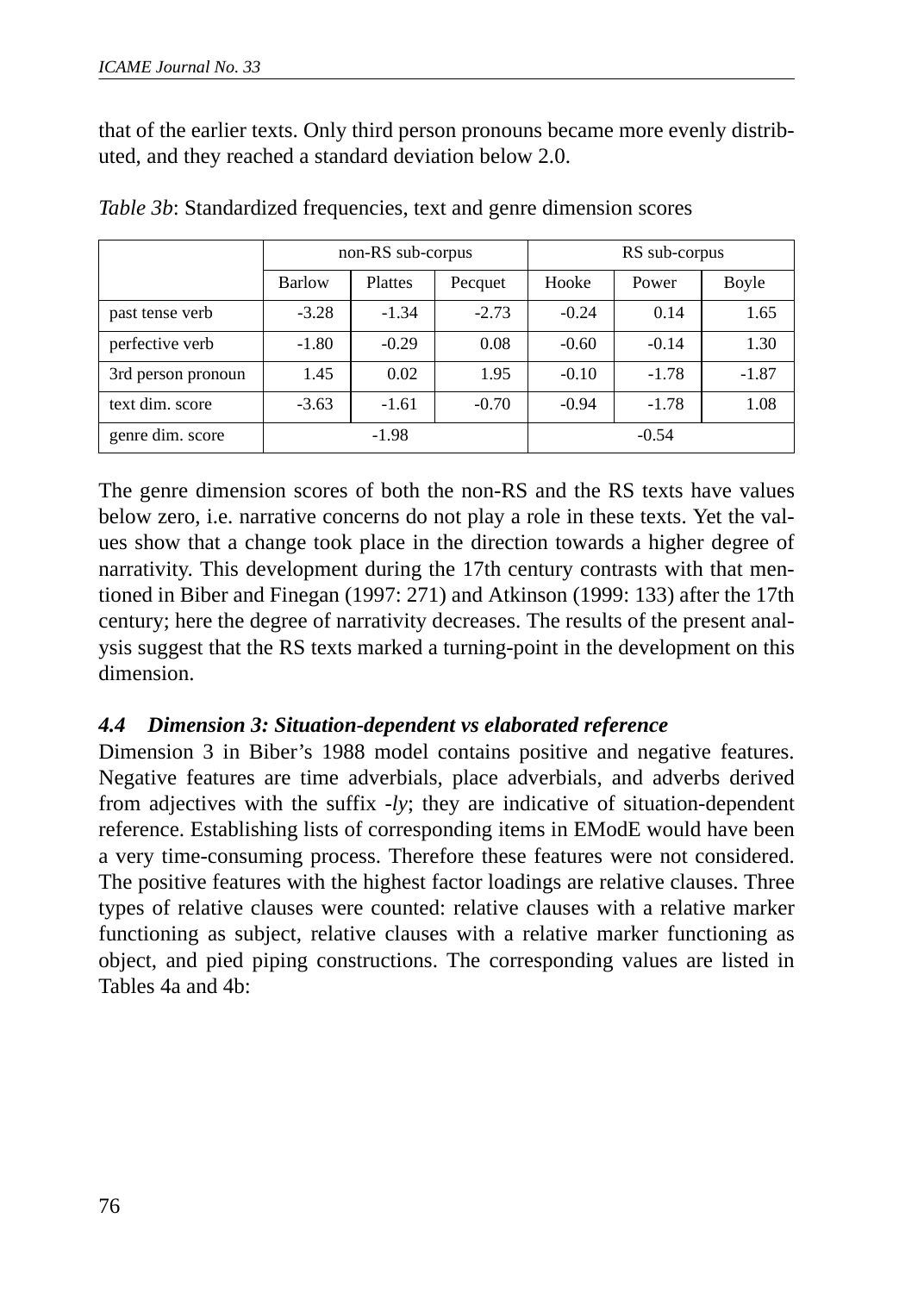that of the earlier texts. Only third person pronouns became more evenly distributed, and they reached a standard deviation below 2.0.

*Table 3b*: Standardized frequencies, text and genre dimension scores

| | non-RS sub-corpus | | | RS sub-corpus | | |
|---|---|---|---|---|---|---|
| | Barlow | Plattes | Pecquet | Hooke | Power | Boyle |
| past tense verb | -3.28 | -1.34 | -2.73 | -0.24 | 0.14 | 1.65 |
| perfective verb | -1.80 | -0.29 | 0.08 | -0.60 | -0.14 | 1.30 |
| 3rd person pronoun | 1.45 | 0.02 | 1.95 | -0.10 | -1.78 | -1.87 |
| text dim. score | -3.63 | -1.61 | -0.70 | -0.94 | -1.78 | 1.08 |
| genre dim. score | -1.98 | | | -0.54 | | |

The genre dimension scores of both the non-RS and the RS texts have values below zero, i.e. narrative concerns do not play a role in these texts. Yet the values show that a change took place in the direction towards a higher degree of narrativity. This development during the 17th century contrasts with that mentioned in Biber and Finegan (1997: 271) and Atkinson (1999: 133) after the 17th century; here the degree of narrativity decreases. The results of the present analysis suggest that the RS texts marked a turning-point in the development on this dimension.

### *4.4 Dimension 3: Situation-dependent vs elaborated reference*

Dimension 3 in Biber's 1988 model contains positive and negative features. Negative features are time adverbials, place adverbials, and adverbs derived from adjectives with the suffix *-ly*; they are indicative of situation-dependent reference. Establishing lists of corresponding items in EModE would have been a very time-consuming process. Therefore these features were not considered. The positive features with the highest factor loadings are relative clauses. Three types of relative clauses were counted: relative clauses with a relative marker functioning as subject, relative clauses with a relative marker functioning as object, and pied piping constructions. The corresponding values are listed in Tables 4a and 4b: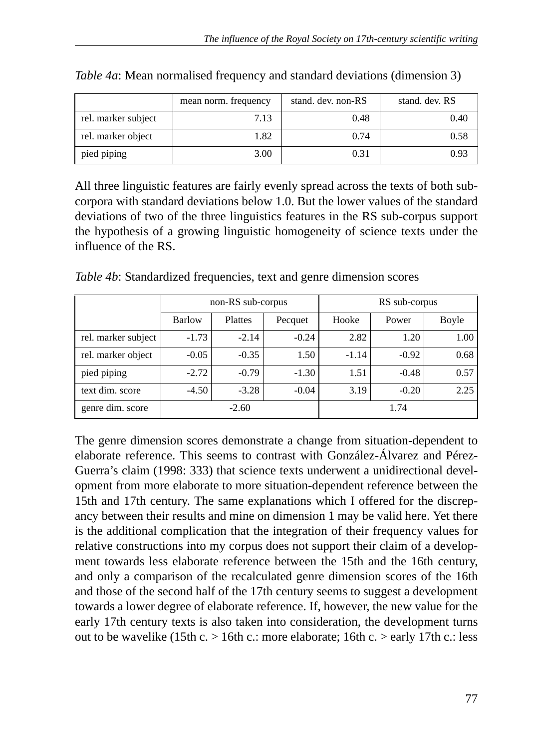*Table 4a*: Mean normalised frequency and standard deviations (dimension 3)

| | mean norm. frequency | stand. dev. non-RS | stand. dev. RS |
|---|---|---|---|
| rel. marker subject | 7.13 | 0.48 | 0.40 |
| rel. marker object | 1.82 | 0.74 | 0.58 |
| pied piping | 3.00 | 0.31 | 0.93 |

All three linguistic features are fairly evenly spread across the texts of both sub-corpora with standard deviations below 1.0. But the lower values of the standard deviations of two of the three linguistics features in the RS sub-corpus support the hypothesis of a growing linguistic homogeneity of science texts under the influence of the RS.

*Table 4b*: Standardized frequencies, text and genre dimension scores

| | non-RS sub-corpus | | | RS sub-corpus | | |
|---|---|---|---|---|---|---|
| | Barlow | Plattes | Pecquet | Hooke | Power | Boyle |
| rel. marker subject | -1.73 | -2.14 | -0.24 | 2.82 | 1.20 | 1.00 |
| rel. marker object | -0.05 | -0.35 | 1.50 | -1.14 | -0.92 | 0.68 |
| pied piping | -2.72 | -0.79 | -1.30 | 1.51 | -0.48 | 0.57 |
| text dim. score | -4.50 | -3.28 | -0.04 | 3.19 | -0.20 | 2.25 |
| genre dim. score | -2.60 | | | 1.74 | | |

The genre dimension scores demonstrate a change from situation-dependent to elaborate reference. This seems to contrast with González-Álvarez and Pérez-Guerra's claim (1998: 333) that science texts underwent a unidirectional development from more elaborate to more situation-dependent reference between the 15th and 17th century. The same explanations which I offered for the discrepancy between their results and mine on dimension 1 may be valid here. Yet there is the additional complication that the integration of their frequency values for relative constructions into my corpus does not support their claim of a development towards less elaborate reference between the 15th and the 16th century, and only a comparison of the recalculated genre dimension scores of the 16th and those of the second half of the 17th century seems to suggest a development towards a lower degree of elaborate reference. If, however, the new value for the early 17th century texts is also taken into consideration, the development turns out to be wavelike (15th c. > 16th c.: more elaborate; 16th c. > early 17th c.: less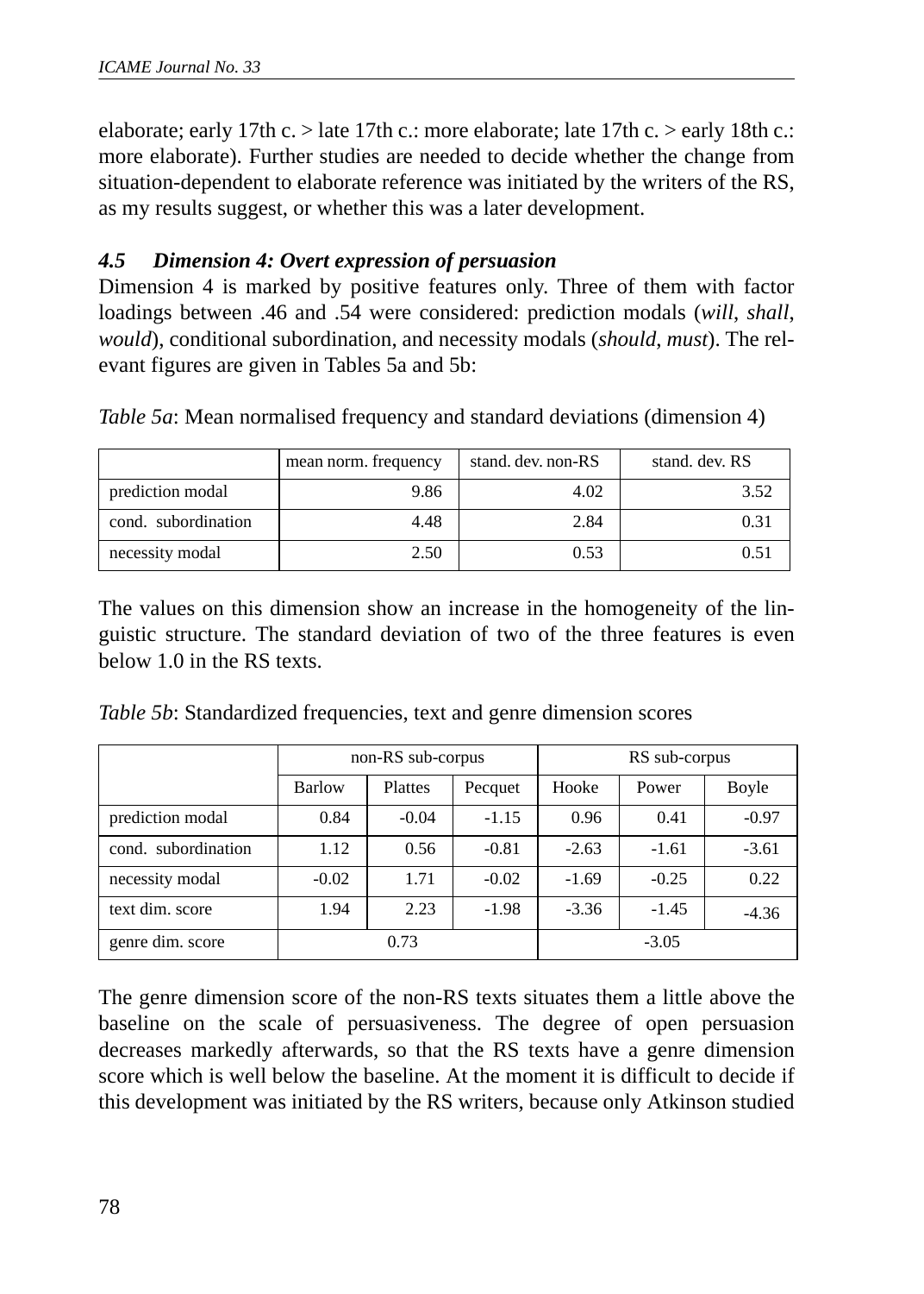elaborate; early 17th c. > late 17th c.: more elaborate; late 17th c. > early 18th c.: more elaborate). Further studies are needed to decide whether the change from situation-dependent to elaborate reference was initiated by the writers of the RS, as my results suggest, or whether this was a later development.

### *4.5 Dimension 4: Overt expression of persuasion*

Dimension 4 is marked by positive features only. Three of them with factor loadings between .46 and .54 were considered: prediction modals (*will*, *shall*, *would*), conditional subordination, and necessity modals (*should*, *must*). The relevant figures are given in Tables 5a and 5b:

*Table 5a*: Mean normalised frequency and standard deviations (dimension 4)

| | mean norm. frequency | stand. dev. non-RS | stand. dev. RS |
|---|---|---|---|
| prediction modal | 9.86 | 4.02 | 3.52 |
| cond. subordination | 4.48 | 2.84 | 0.31 |
| necessity modal | 2.50 | 0.53 | 0.51 |

The values on this dimension show an increase in the homogeneity of the linguistic structure. The standard deviation of two of the three features is even below 1.0 in the RS texts.

*Table 5b*: Standardized frequencies, text and genre dimension scores

| | non-RS sub-corpus | | | RS sub-corpus | | |
|---|---|---|---|---|---|---|
| | Barlow | Plattes | Pecquet | Hooke | Power | Boyle |
| prediction modal | 0.84 | -0.04 | -1.15 | 0.96 | 0.41 | -0.97 |
| cond. subordination | 1.12 | 0.56 | -0.81 | -2.63 | -1.61 | -3.61 |
| necessity modal | -0.02 | 1.71 | -0.02 | -1.69 | -0.25 | 0.22 |
| text dim. score | 1.94 | 2.23 | -1.98 | -3.36 | -1.45 | -4.36 |
| genre dim. score | 0.73 | | | -3.05 | | |

The genre dimension score of the non-RS texts situates them a little above the baseline on the scale of persuasiveness. The degree of open persuasion decreases markedly afterwards, so that the RS texts have a genre dimension score which is well below the baseline. At the moment it is difficult to decide if this development was initiated by the RS writers, because only Atkinson studied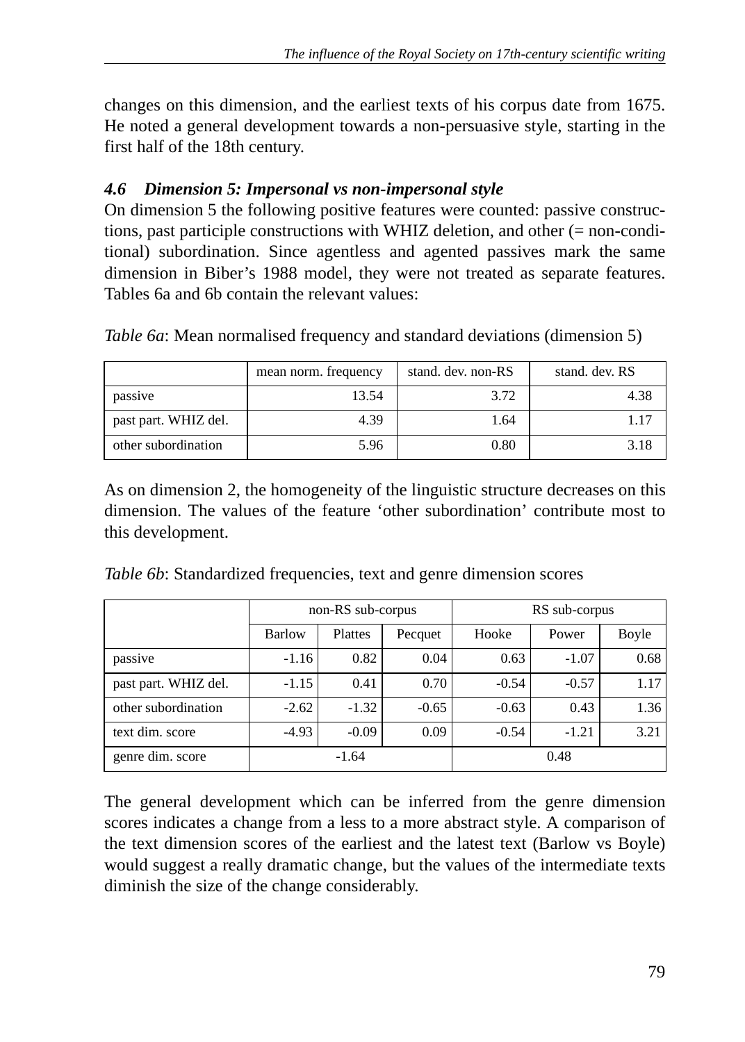changes on this dimension, and the earliest texts of his corpus date from 1675. He noted a general development towards a non-persuasive style, starting in the first half of the 18th century.

### *4.6 Dimension 5: Impersonal vs non-impersonal style*

On dimension 5 the following positive features were counted: passive constructions, past participle constructions with WHIZ deletion, and other (= non-conditional) subordination. Since agentless and agented passives mark the same dimension in Biber's 1988 model, they were not treated as separate features. Tables 6a and 6b contain the relevant values:

*Table 6a*: Mean normalised frequency and standard deviations (dimension 5)

| | mean norm. frequency | stand. dev. non-RS | stand. dev. RS |
|---|---|---|---|
| passive | 13.54 | 3.72 | 4.38 |
| past part. WHIZ del. | 4.39 | 1.64 | 1.17 |
| other subordination | 5.96 | 0.80 | 3.18 |

As on dimension 2, the homogeneity of the linguistic structure decreases on this dimension. The values of the feature 'other subordination' contribute most to this development.

*Table 6b*: Standardized frequencies, text and genre dimension scores

| | non-RS sub-corpus | | | RS sub-corpus | | |
|---|---|---|---|---|---|---|
| | Barlow | Plattes | Pecquet | Hooke | Power | Boyle |
| passive | -1.16 | 0.82 | 0.04 | 0.63 | -1.07 | 0.68 |
| past part. WHIZ del. | -1.15 | 0.41 | 0.70 | -0.54 | -0.57 | 1.17 |
| other subordination | -2.62 | -1.32 | -0.65 | -0.63 | 0.43 | 1.36 |
| text dim. score | -4.93 | -0.09 | 0.09 | -0.54 | -1.21 | 3.21 |
| genre dim. score | -1.64 | | | 0.48 | | |

The general development which can be inferred from the genre dimension scores indicates a change from a less to a more abstract style. A comparison of the text dimension scores of the earliest and the latest text (Barlow vs Boyle) would suggest a really dramatic change, but the values of the intermediate texts diminish the size of the change considerably.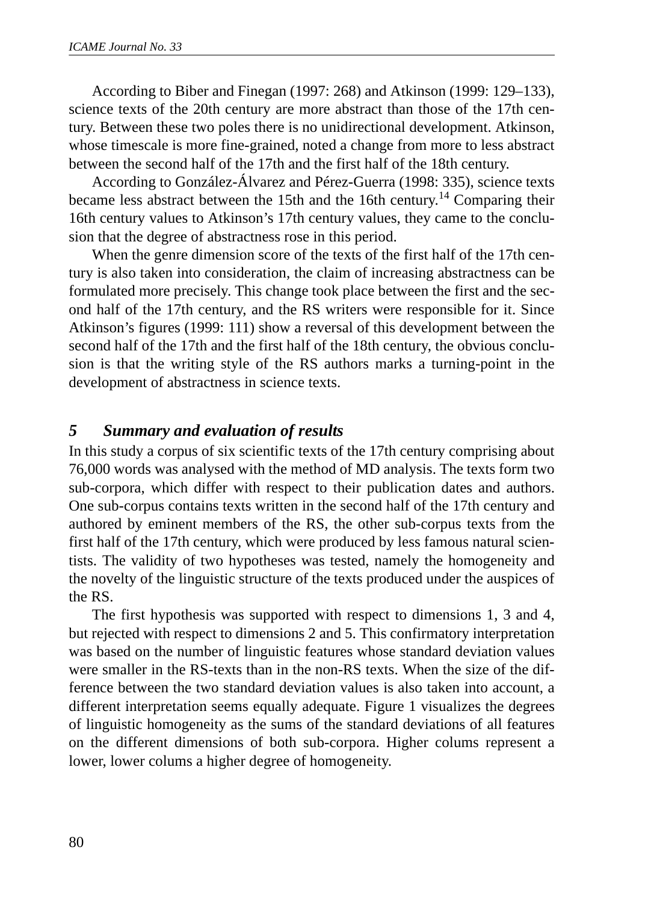According to Biber and Finegan (1997: 268) and Atkinson (1999: 129–133), science texts of the 20th century are more abstract than those of the 17th century. Between these two poles there is no unidirectional development. Atkinson, whose timescale is more fine-grained, noted a change from more to less abstract between the second half of the 17th and the first half of the 18th century.

According to González-Álvarez and Pérez-Guerra (1998: 335), science texts became less abstract between the 15th and the 16th century.[14] Comparing their 16th century values to Atkinson's 17th century values, they came to the conclusion that the degree of abstractness rose in this period.

When the genre dimension score of the texts of the first half of the 17th century is also taken into consideration, the claim of increasing abstractness can be formulated more precisely. This change took place between the first and the second half of the 17th century, and the RS writers were responsible for it. Since Atkinson's figures (1999: 111) show a reversal of this development between the second half of the 17th and the first half of the 18th century, the obvious conclusion is that the writing style of the RS authors marks a turning-point in the development of abstractness in science texts.

## *5 Summary and evaluation of results*

In this study a corpus of six scientific texts of the 17th century comprising about 76,000 words was analysed with the method of MD analysis. The texts form two sub-corpora, which differ with respect to their publication dates and authors. One sub-corpus contains texts written in the second half of the 17th century and authored by eminent members of the RS, the other sub-corpus texts from the first half of the 17th century, which were produced by less famous natural scientists. The validity of two hypotheses was tested, namely the homogeneity and the novelty of the linguistic structure of the texts produced under the auspices of the RS.

The first hypothesis was supported with respect to dimensions 1, 3 and 4, but rejected with respect to dimensions 2 and 5. This confirmatory interpretation was based on the number of linguistic features whose standard deviation values were smaller in the RS-texts than in the non-RS texts. When the size of the difference between the two standard deviation values is also taken into account, a different interpretation seems equally adequate. Figure 1 visualizes the degrees of linguistic homogeneity as the sums of the standard deviations of all features on the different dimensions of both sub-corpora. Higher colums represent a lower, lower colums a higher degree of homogeneity.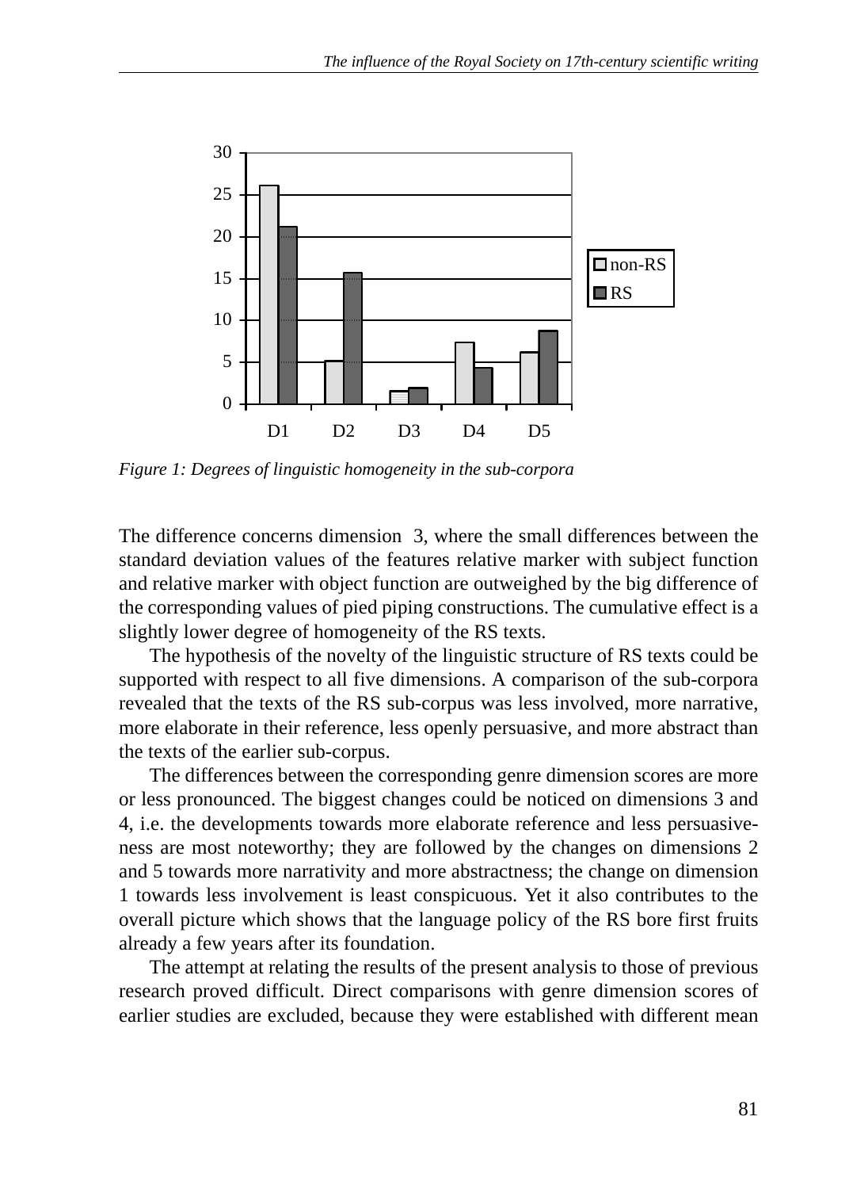*Figure 1: Degrees of linguistic homogeneity in the sub-corpora*

The difference concerns dimension 3, where the small differences between the standard deviation values of the features relative marker with subject function and relative marker with object function are outweighed by the big difference of the corresponding values of pied piping constructions. The cumulative effect is a slightly lower degree of homogeneity of the RS texts.

The hypothesis of the novelty of the linguistic structure of RS texts could be supported with respect to all five dimensions. A comparison of the sub-corpora revealed that the texts of the RS sub-corpus was less involved, more narrative, more elaborate in their reference, less openly persuasive, and more abstract than the texts of the earlier sub-corpus.

The differences between the corresponding genre dimension scores are more or less pronounced. The biggest changes could be noticed on dimensions 3 and 4, i.e. the developments towards more elaborate reference and less persuasiveness are most noteworthy; they are followed by the changes on dimensions 2 and 5 towards more narrativity and more abstractness; the change on dimension 1 towards less involvement is least conspicuous. Yet it also contributes to the overall picture which shows that the language policy of the RS bore first fruits already a few years after its foundation.

The attempt at relating the results of the present analysis to those of previous research proved difficult. Direct comparisons with genre dimension scores of earlier studies are excluded, because they were established with different mean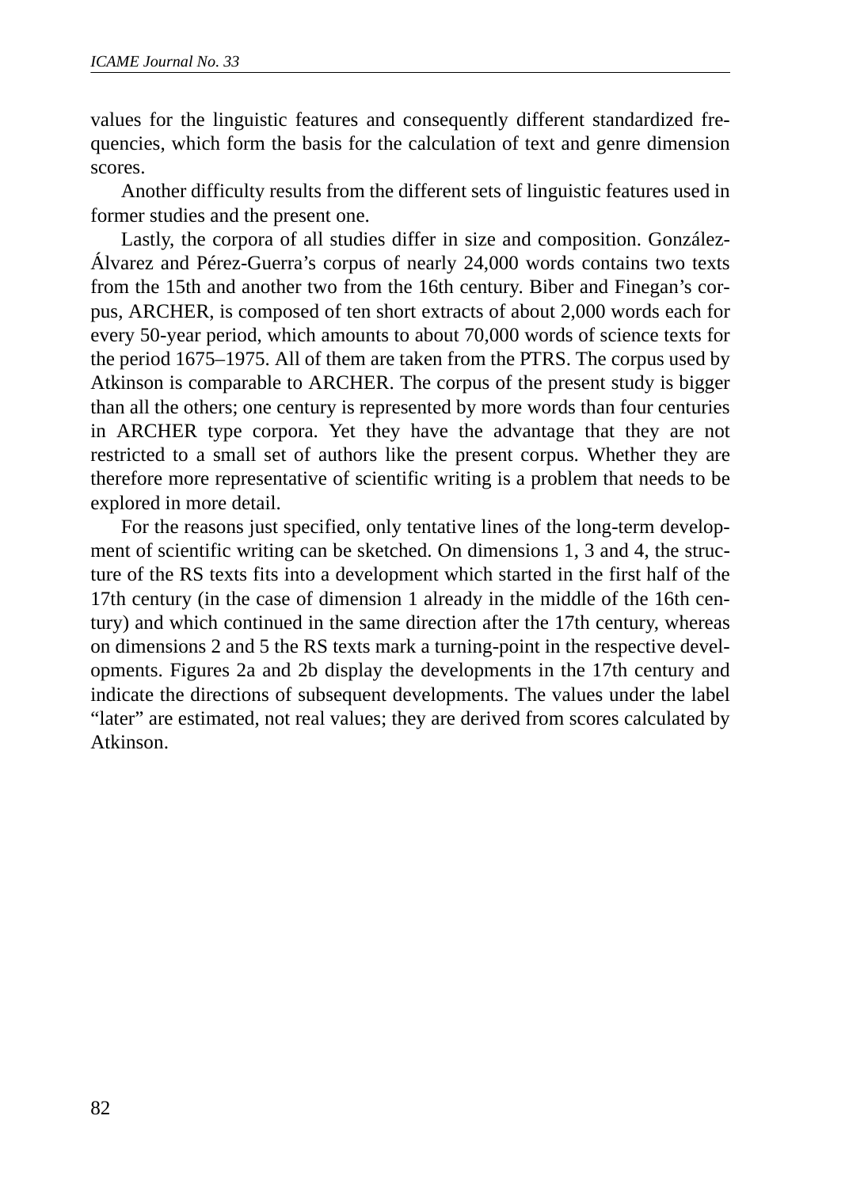values for the linguistic features and consequently different standardized frequencies, which form the basis for the calculation of text and genre dimension scores.

Another difficulty results from the different sets of linguistic features used in former studies and the present one.

Lastly, the corpora of all studies differ in size and composition. González-Álvarez and Pérez-Guerra's corpus of nearly 24,000 words contains two texts from the 15th and another two from the 16th century. Biber and Finegan's corpus, ARCHER, is composed of ten short extracts of about 2,000 words each for every 50-year period, which amounts to about 70,000 words of science texts for the period 1675–1975. All of them are taken from the PTRS. The corpus used by Atkinson is comparable to ARCHER. The corpus of the present study is bigger than all the others; one century is represented by more words than four centuries in ARCHER type corpora. Yet they have the advantage that they are not restricted to a small set of authors like the present corpus. Whether they are therefore more representative of scientific writing is a problem that needs to be explored in more detail.

For the reasons just specified, only tentative lines of the long-term development of scientific writing can be sketched. On dimensions 1, 3 and 4, the structure of the RS texts fits into a development which started in the first half of the 17th century (in the case of dimension 1 already in the middle of the 16th century) and which continued in the same direction after the 17th century, whereas on dimensions 2 and 5 the RS texts mark a turning-point in the respective developments. Figures 2a and 2b display the developments in the 17th century and indicate the directions of subsequent developments. The values under the label "later" are estimated, not real values; they are derived from scores calculated by Atkinson.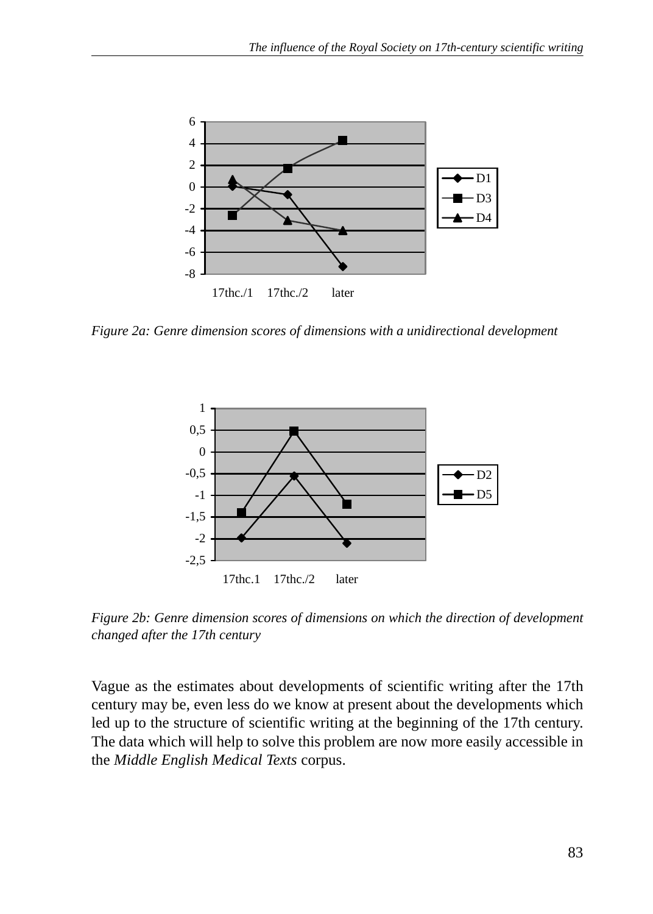*Figure 2a: Genre dimension scores of dimensions with a unidirectional development*

*Figure 2b: Genre dimension scores of dimensions on which the direction of development changed after the 17th century*

Vague as the estimates about developments of scientific writing after the 17th century may be, even less do we know at present about the developments which led up to the structure of scientific writing at the beginning of the 17th century. The data which will help to solve this problem are now more easily accessible in the *Middle English Medical Texts* corpus.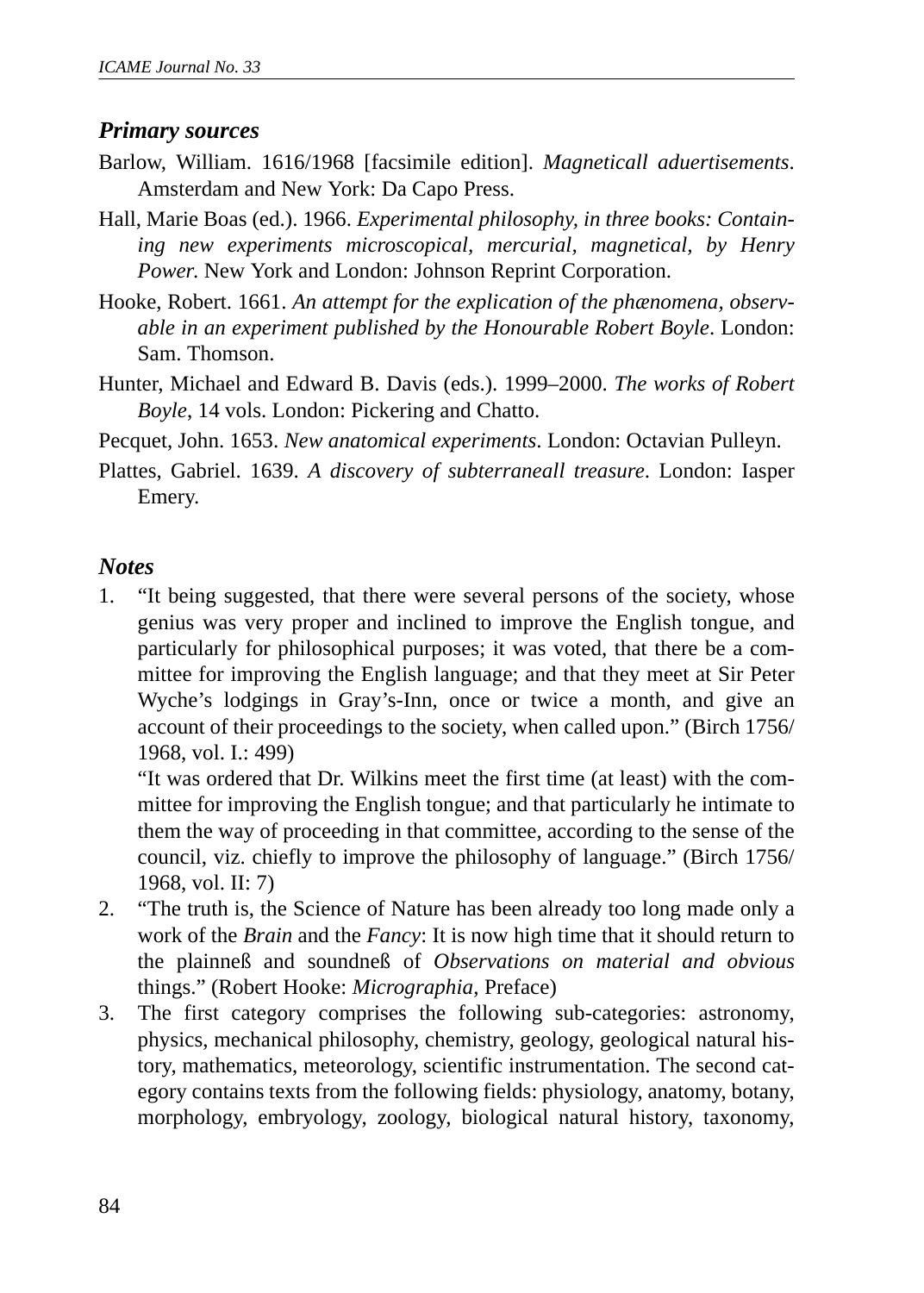### *Primary sources*

Barlow, William. 1616/1968 [facsimile edition]. *Magneticall aduertisements*. Amsterdam and New York: Da Capo Press.

Hall, Marie Boas (ed.). 1966. *Experimental philosophy, in three books: Containing new experiments microscopical, mercurial, magnetical, by Henry Power.* New York and London: Johnson Reprint Corporation.

Hooke, Robert. 1661. *An attempt for the explication of the phænomena, observable in an experiment published by the Honourable Robert Boyle*. London: Sam. Thomson.

Hunter, Michael and Edward B. Davis (eds.). 1999–2000. *The works of Robert Boyle*, 14 vols. London: Pickering and Chatto.

Pecquet, John. 1653. *New anatomical experiments*. London: Octavian Pulleyn.

Plattes, Gabriel. 1639. *A discovery of subterraneall treasure*. London: Iasper Emery.

### *Notes*

1. "It being suggested, that there were several persons of the society, whose genius was very proper and inclined to improve the English tongue, and particularly for philosophical purposes; it was voted, that there be a committee for improving the English language; and that they meet at Sir Peter Wyche's lodgings in Gray's-Inn, once or twice a month, and give an account of their proceedings to the society, when called upon." (Birch 1756/1968, vol. I.: 499)

   "It was ordered that Dr. Wilkins meet the first time (at least) with the committee for improving the English tongue; and that particularly he intimate to them the way of proceeding in that committee, according to the sense of the council, viz. chiefly to improve the philosophy of language." (Birch 1756/1968, vol. II: 7)

2. "The truth is, the Science of Nature has been already too long made only a work of the *Brain* and the *Fancy*: It is now high time that it should return to the plainneß and soundneß of *Observations on material and obvious* things." (Robert Hooke: *Micrographia*, Preface)

3. The first category comprises the following sub-categories: astronomy, physics, mechanical philosophy, chemistry, geology, geological natural history, mathematics, meteorology, scientific instrumentation. The second category contains texts from the following fields: physiology, anatomy, botany, morphology, embryology, zoology, biological natural history, taxonomy,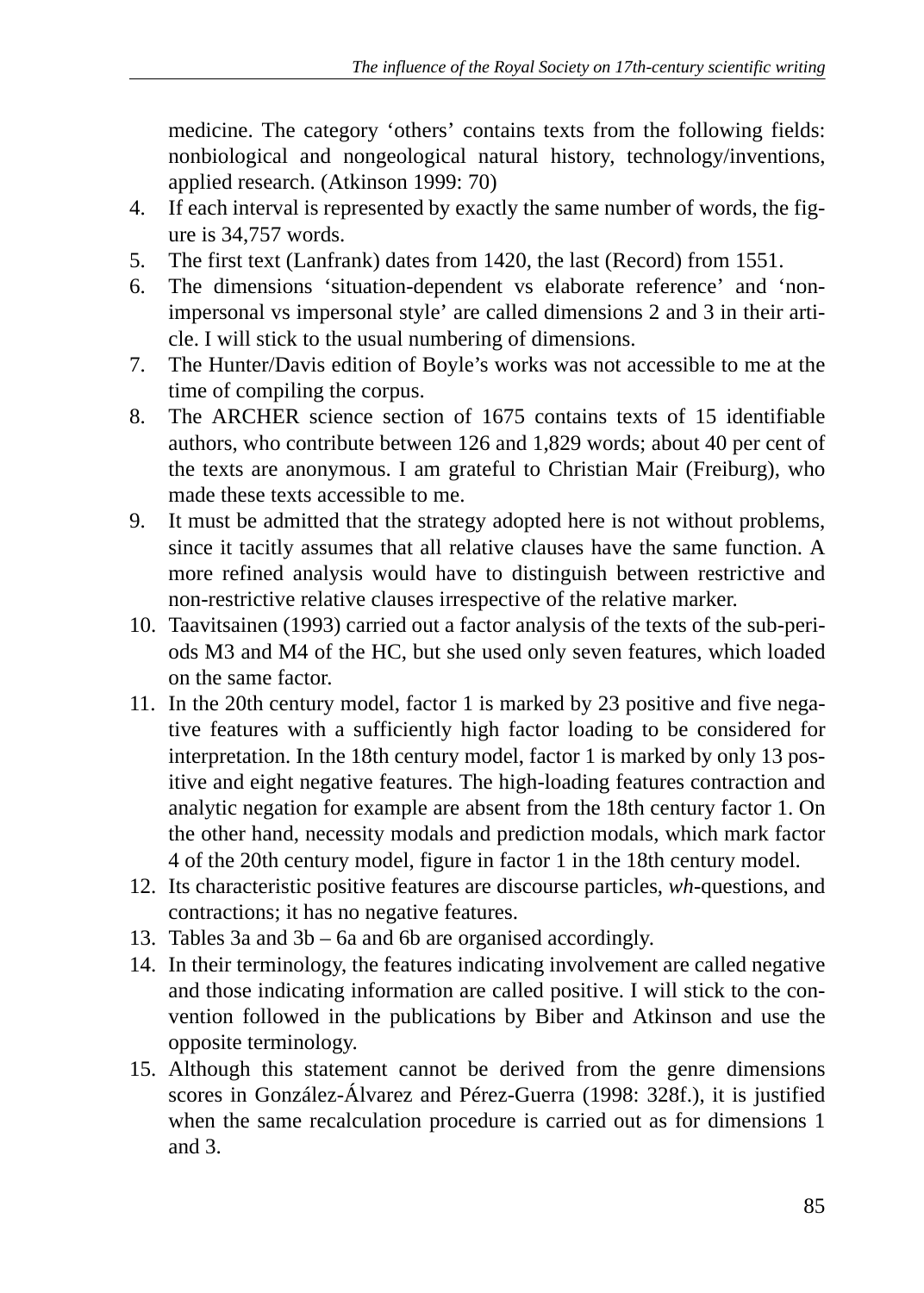medicine. The category ‘others’ contains texts from the following fields: nonbiological and nongeological natural history, technology/inventions, applied research. (Atkinson 1999: 70)

4. If each interval is represented by exactly the same number of words, the figure is 34,757 words.
5. The first text (Lanfrank) dates from 1420, the last (Record) from 1551.
6. The dimensions ‘situation-dependent vs elaborate reference’ and ‘non-impersonal vs impersonal style’ are called dimensions 2 and 3 in their article. I will stick to the usual numbering of dimensions.
7. The Hunter/Davis edition of Boyle’s works was not accessible to me at the time of compiling the corpus.
8. The ARCHER science section of 1675 contains texts of 15 identifiable authors, who contribute between 126 and 1,829 words; about 40 per cent of the texts are anonymous. I am grateful to Christian Mair (Freiburg), who made these texts accessible to me.
9. It must be admitted that the strategy adopted here is not without problems, since it tacitly assumes that all relative clauses have the same function. A more refined analysis would have to distinguish between restrictive and non-restrictive relative clauses irrespective of the relative marker.
10. Taavitsainen (1993) carried out a factor analysis of the texts of the sub-periods M3 and M4 of the HC, but she used only seven features, which loaded on the same factor.
11. In the 20th century model, factor 1 is marked by 23 positive and five negative features with a sufficiently high factor loading to be considered for interpretation. In the 18th century model, factor 1 is marked by only 13 positive and eight negative features. The high-loading features contraction and analytic negation for example are absent from the 18th century factor 1. On the other hand, necessity modals and prediction modals, which mark factor 4 of the 20th century model, figure in factor 1 in the 18th century model.
12. Its characteristic positive features are discourse particles, *wh*-questions, and contractions; it has no negative features.
13. Tables 3a and 3b – 6a and 6b are organised accordingly.
14. In their terminology, the features indicating involvement are called negative and those indicating information are called positive. I will stick to the convention followed in the publications by Biber and Atkinson and use the opposite terminology.
15. Although this statement cannot be derived from the genre dimensions scores in González-Álvarez and Pérez-Guerra (1998: 328f.), it is justified when the same recalculation procedure is carried out as for dimensions 1 and 3.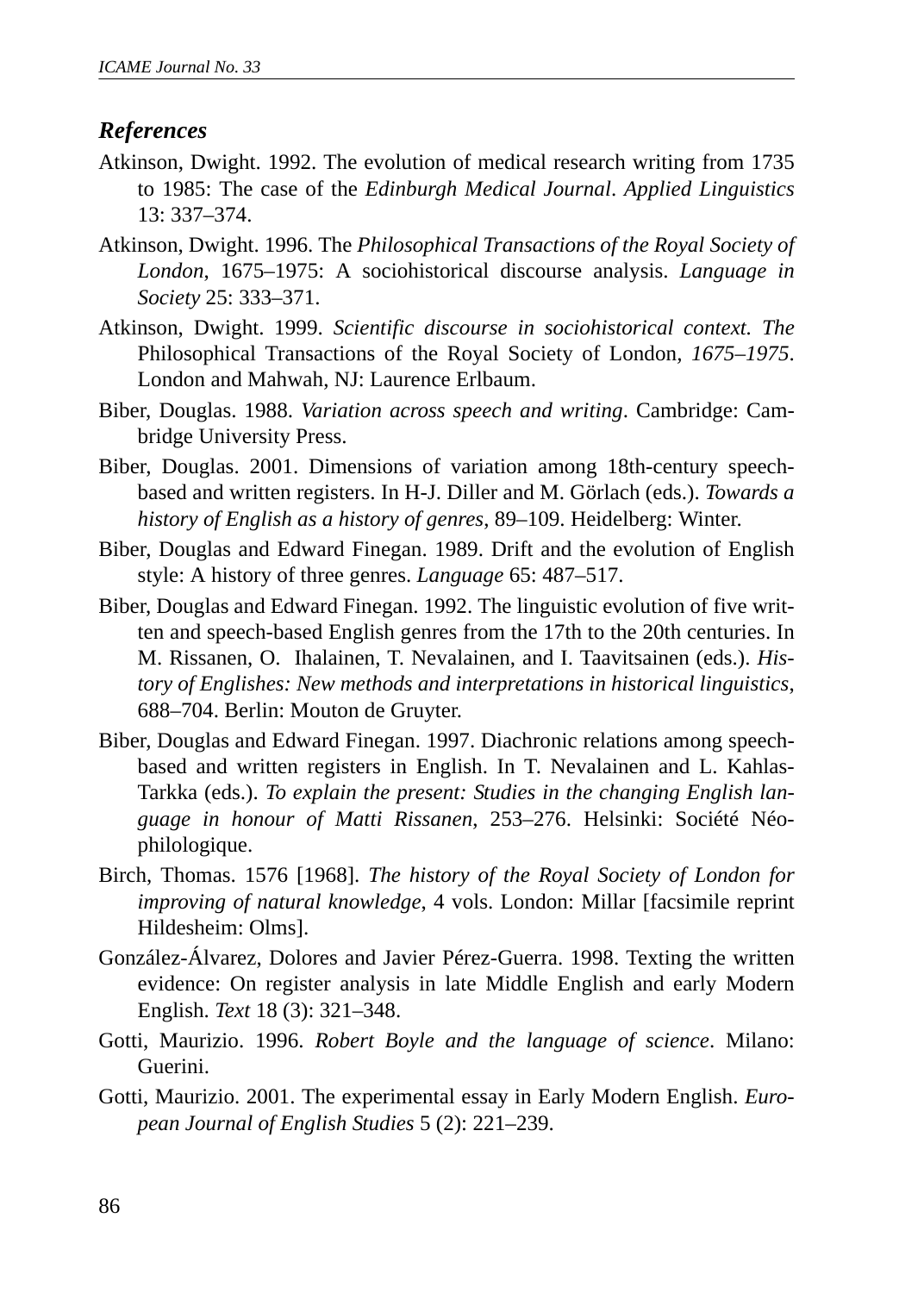### *References*

Atkinson, Dwight. 1992. The evolution of medical research writing from 1735 to 1985: The case of the *Edinburgh Medical Journal*. *Applied Linguistics* 13: 337–374.

Atkinson, Dwight. 1996. The *Philosophical Transactions of the Royal Society of London*, 1675–1975: A sociohistorical discourse analysis. *Language in Society* 25: 333–371.

Atkinson, Dwight. 1999. *Scientific discourse in sociohistorical context. The* Philosophical Transactions of the Royal Society of London, *1675–1975*. London and Mahwah, NJ: Laurence Erlbaum.

Biber, Douglas. 1988. *Variation across speech and writing*. Cambridge: Cambridge University Press.

Biber, Douglas. 2001. Dimensions of variation among 18th-century speech-based and written registers. In H-J. Diller and M. Görlach (eds.). *Towards a history of English as a history of genres*, 89–109. Heidelberg: Winter.

Biber, Douglas and Edward Finegan. 1989. Drift and the evolution of English style: A history of three genres. *Language* 65: 487–517.

Biber, Douglas and Edward Finegan. 1992. The linguistic evolution of five written and speech-based English genres from the 17th to the 20th centuries. In M. Rissanen, O. Ihalainen, T. Nevalainen, and I. Taavitsainen (eds.). *History of Englishes: New methods and interpretations in historical linguistics*, 688–704. Berlin: Mouton de Gruyter.

Biber, Douglas and Edward Finegan. 1997. Diachronic relations among speech-based and written registers in English. In T. Nevalainen and L. Kahlas-Tarkka (eds.). *To explain the present: Studies in the changing English language in honour of Matti Rissanen*, 253–276. Helsinki: Société Néophilologique.

Birch, Thomas. 1576 [1968]. *The history of the Royal Society of London for improving of natural knowledge*, 4 vols. London: Millar [facsimile reprint Hildesheim: Olms].

González-Álvarez, Dolores and Javier Pérez-Guerra. 1998. Texting the written evidence: On register analysis in late Middle English and early Modern English. *Text* 18 (3): 321–348.

Gotti, Maurizio. 1996. *Robert Boyle and the language of science*. Milano: Guerini.

Gotti, Maurizio. 2001. The experimental essay in Early Modern English. *European Journal of English Studies* 5 (2): 221–239.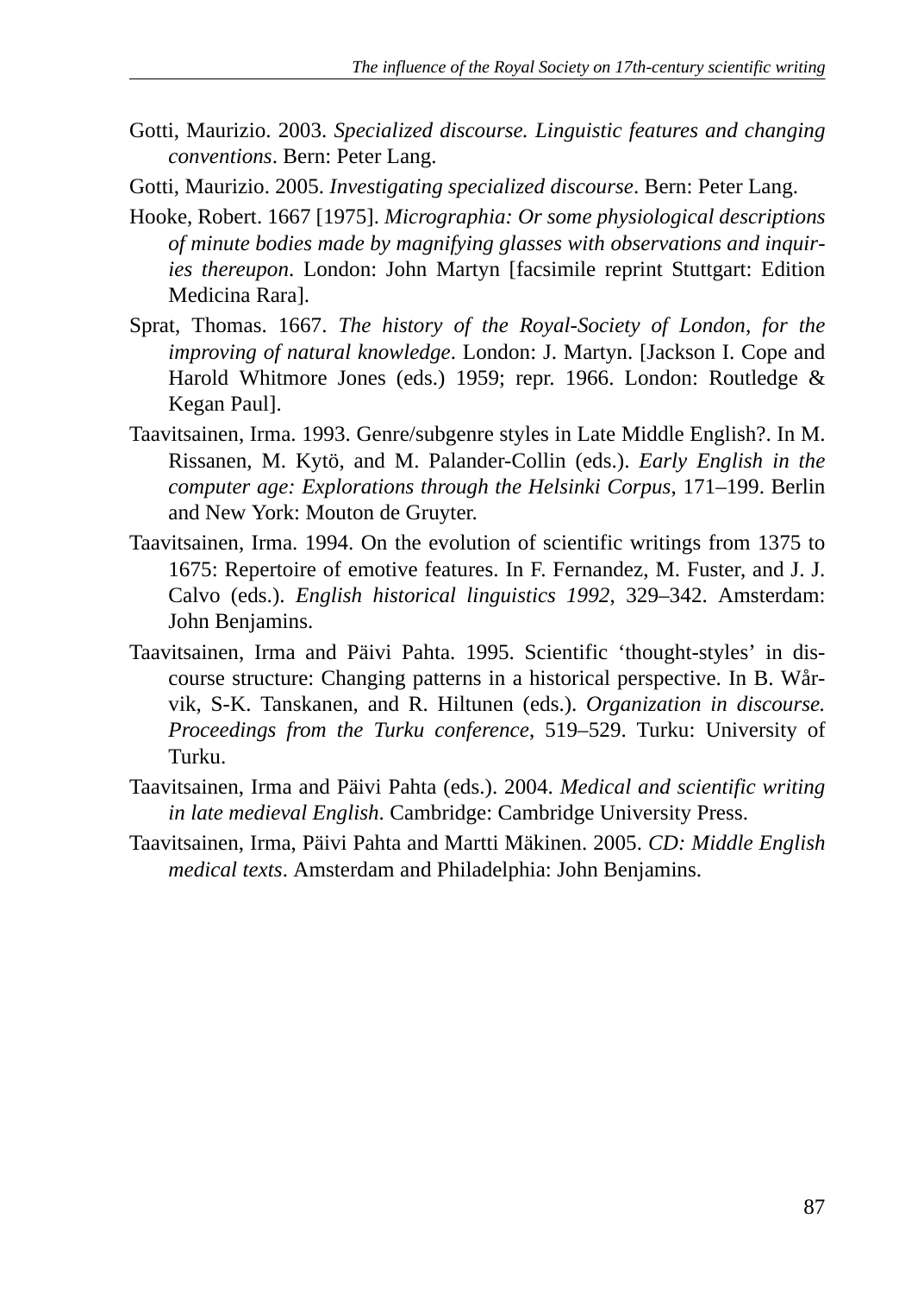Gotti, Maurizio. 2003. *Specialized discourse. Linguistic features and changing conventions*. Bern: Peter Lang.

Gotti, Maurizio. 2005. *Investigating specialized discourse*. Bern: Peter Lang.

Hooke, Robert. 1667 [1975]. *Micrographia: Or some physiological descriptions of minute bodies made by magnifying glasses with observations and inquiries thereupon*. London: John Martyn [facsimile reprint Stuttgart: Edition Medicina Rara].

Sprat, Thomas. 1667. *The history of the Royal-Society of London, for the improving of natural knowledge*. London: J. Martyn. [Jackson I. Cope and Harold Whitmore Jones (eds.) 1959; repr. 1966. London: Routledge & Kegan Paul].

Taavitsainen, Irma. 1993. Genre/subgenre styles in Late Middle English?. In M. Rissanen, M. Kytö, and M. Palander-Collin (eds.). *Early English in the computer age: Explorations through the Helsinki Corpus*, 171–199. Berlin and New York: Mouton de Gruyter.

Taavitsainen, Irma. 1994. On the evolution of scientific writings from 1375 to 1675: Repertoire of emotive features. In F. Fernandez, M. Fuster, and J. J. Calvo (eds.). *English historical linguistics 1992*, 329–342. Amsterdam: John Benjamins.

Taavitsainen, Irma and Päivi Pahta. 1995. Scientific 'thought-styles' in discourse structure: Changing patterns in a historical perspective. In B. Wårvik, S-K. Tanskanen, and R. Hiltunen (eds.). *Organization in discourse. Proceedings from the Turku conference*, 519–529. Turku: University of Turku.

Taavitsainen, Irma and Päivi Pahta (eds.). 2004. *Medical and scientific writing in late medieval English*. Cambridge: Cambridge University Press.

Taavitsainen, Irma, Päivi Pahta and Martti Mäkinen. 2005. *CD: Middle English medical texts*. Amsterdam and Philadelphia: John Benjamins.